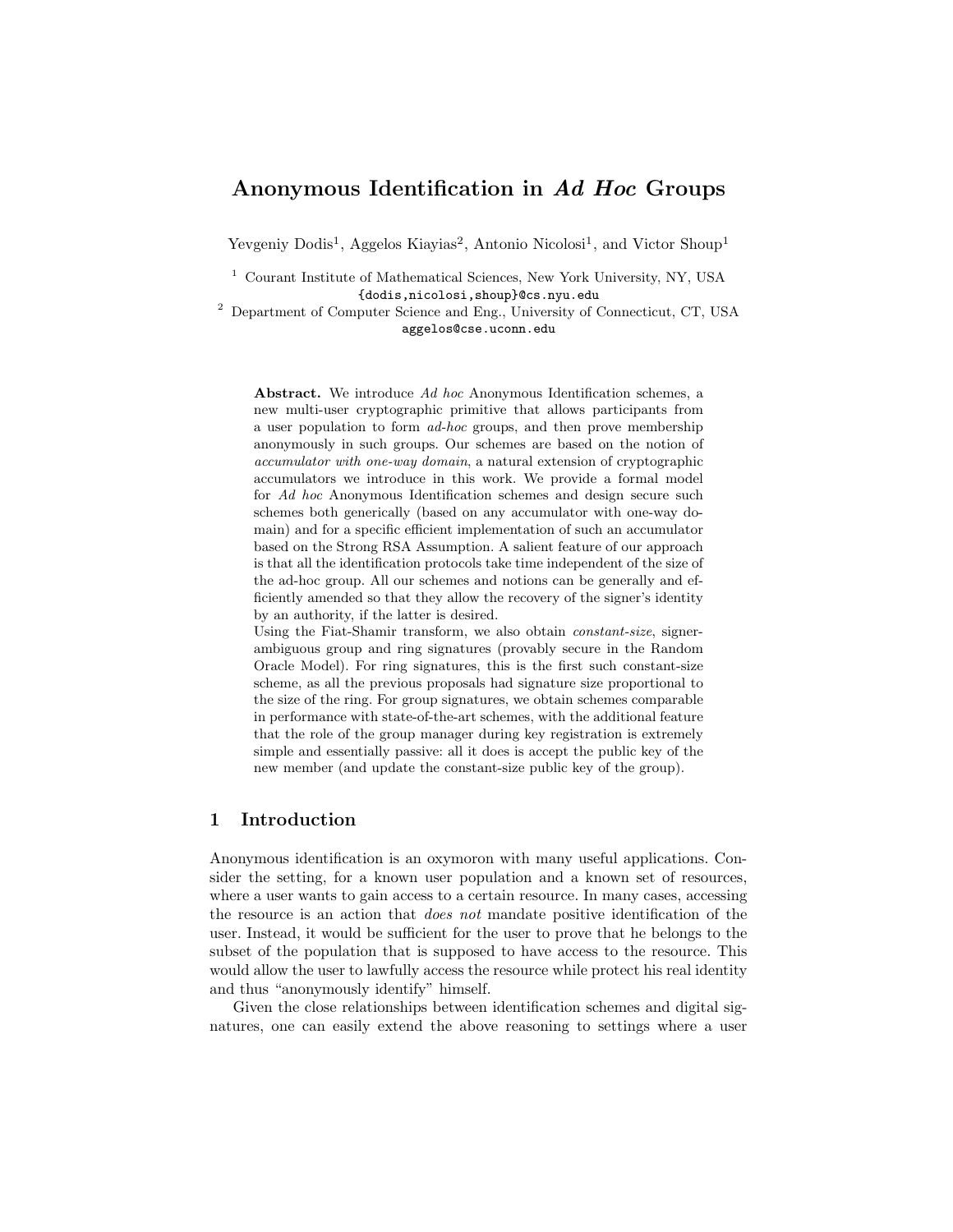# Anonymous Identification in *Ad Hoc* Groups

Yevgeniy Dodis[1], Aggelos Kiayias[2], Antonio Nicolosi[1], and Victor Shoup[1]

[1] Courant Institute of Mathematical Sciences, New York University, NY, USA
{dodis,nicolosi,shoup}@cs.nyu.edu

[2] Department of Computer Science and Eng., University of Connecticut, CT, USA
aggelos@cse.uconn.edu

**Abstract.** We introduce *Ad hoc* Anonymous Identification schemes, a new multi-user cryptographic primitive that allows participants from a user population to form *ad-hoc* groups, and then prove membership anonymously in such groups. Our schemes are based on the notion of *accumulator with one-way domain*, a natural extension of cryptographic accumulators we introduce in this work. We provide a formal model for *Ad hoc* Anonymous Identification schemes and design secure such schemes both generically (based on any accumulator with one-way domain) and for a specific efficient implementation of such an accumulator based on the Strong RSA Assumption. A salient feature of our approach is that all the identification protocols take time independent of the size of the ad-hoc group. All our schemes and notions can be generally and efficiently amended so that they allow the recovery of the signer's identity by an authority, if the latter is desired.

Using the Fiat-Shamir transform, we also obtain *constant-size*, signer-ambiguous group and ring signatures (provably secure in the Random Oracle Model). For ring signatures, this is the first such constant-size scheme, as all the previous proposals had signature size proportional to the size of the ring. For group signatures, we obtain schemes comparable in performance with state-of-the-art schemes, with the additional feature that the role of the group manager during key registration is extremely simple and essentially passive: all it does is accept the public key of the new member (and update the constant-size public key of the group).

## 1 Introduction

Anonymous identification is an oxymoron with many useful applications. Consider the setting, for a known user population and a known set of resources, where a user wants to gain access to a certain resource. In many cases, accessing the resource is an action that *does not* mandate positive identification of the user. Instead, it would be sufficient for the user to prove that he belongs to the subset of the population that is supposed to have access to the resource. This would allow the user to lawfully access the resource while protect his real identity and thus "anonymously identify" himself.

Given the close relationships between identification schemes and digital signatures, one can easily extend the above reasoning to settings where a user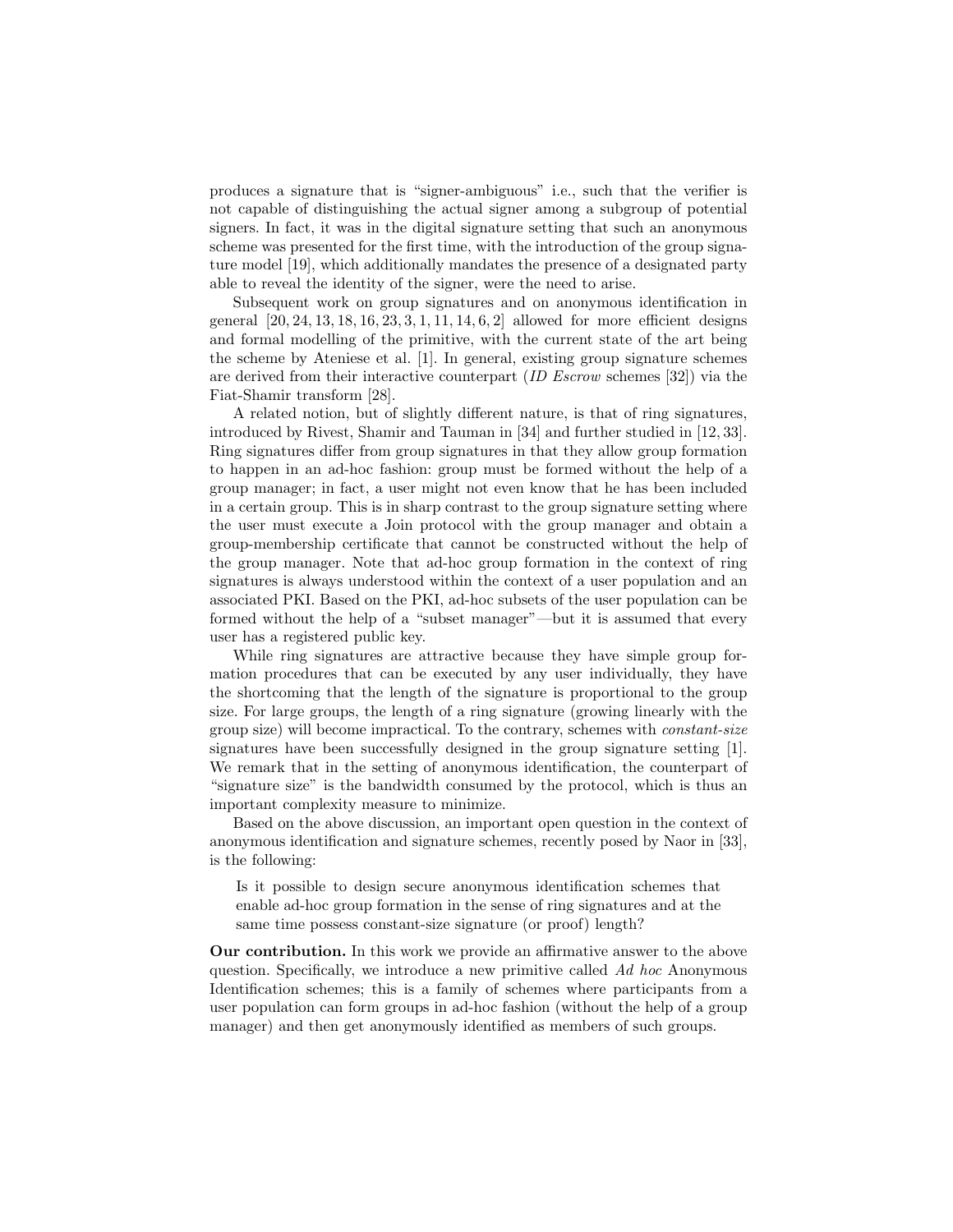produces a signature that is "signer-ambiguous" i.e., such that the verifier is not capable of distinguishing the actual signer among a subgroup of potential signers. In fact, it was in the digital signature setting that such an anonymous scheme was presented for the first time, with the introduction of the group signature model [19], which additionally mandates the presence of a designated party able to reveal the identity of the signer, were the need to arise.

Subsequent work on group signatures and on anonymous identification in general [20, 24, 13, 18, 16, 23, 3, 1, 11, 14, 6, 2] allowed for more efficient designs and formal modelling of the primitive, with the current state of the art being the scheme by Ateniese et al. [1]. In general, existing group signature schemes are derived from their interactive counterpart (*ID Escrow* schemes [32]) via the Fiat-Shamir transform [28].

A related notion, but of slightly different nature, is that of ring signatures, introduced by Rivest, Shamir and Tauman in [34] and further studied in [12, 33]. Ring signatures differ from group signatures in that they allow group formation to happen in an ad-hoc fashion: group must be formed without the help of a group manager; in fact, a user might not even know that he has been included in a certain group. This is in sharp contrast to the group signature setting where the user must execute a Join protocol with the group manager and obtain a group-membership certificate that cannot be constructed without the help of the group manager. Note that ad-hoc group formation in the context of ring signatures is always understood within the context of a user population and an associated PKI. Based on the PKI, ad-hoc subsets of the user population can be formed without the help of a "subset manager"—but it is assumed that every user has a registered public key.

While ring signatures are attractive because they have simple group formation procedures that can be executed by any user individually, they have the shortcoming that the length of the signature is proportional to the group size. For large groups, the length of a ring signature (growing linearly with the group size) will become impractical. To the contrary, schemes with *constant-size* signatures have been successfully designed in the group signature setting [1]. We remark that in the setting of anonymous identification, the counterpart of "signature size" is the bandwidth consumed by the protocol, which is thus an important complexity measure to minimize.

Based on the above discussion, an important open question in the context of anonymous identification and signature schemes, recently posed by Naor in [33], is the following:

> Is it possible to design secure anonymous identification schemes that enable ad-hoc group formation in the sense of ring signatures and at the same time possess constant-size signature (or proof) length?

**Our contribution.** In this work we provide an affirmative answer to the above question. Specifically, we introduce a new primitive called *Ad hoc* Anonymous Identification schemes; this is a family of schemes where participants from a user population can form groups in ad-hoc fashion (without the help of a group manager) and then get anonymously identified as members of such groups.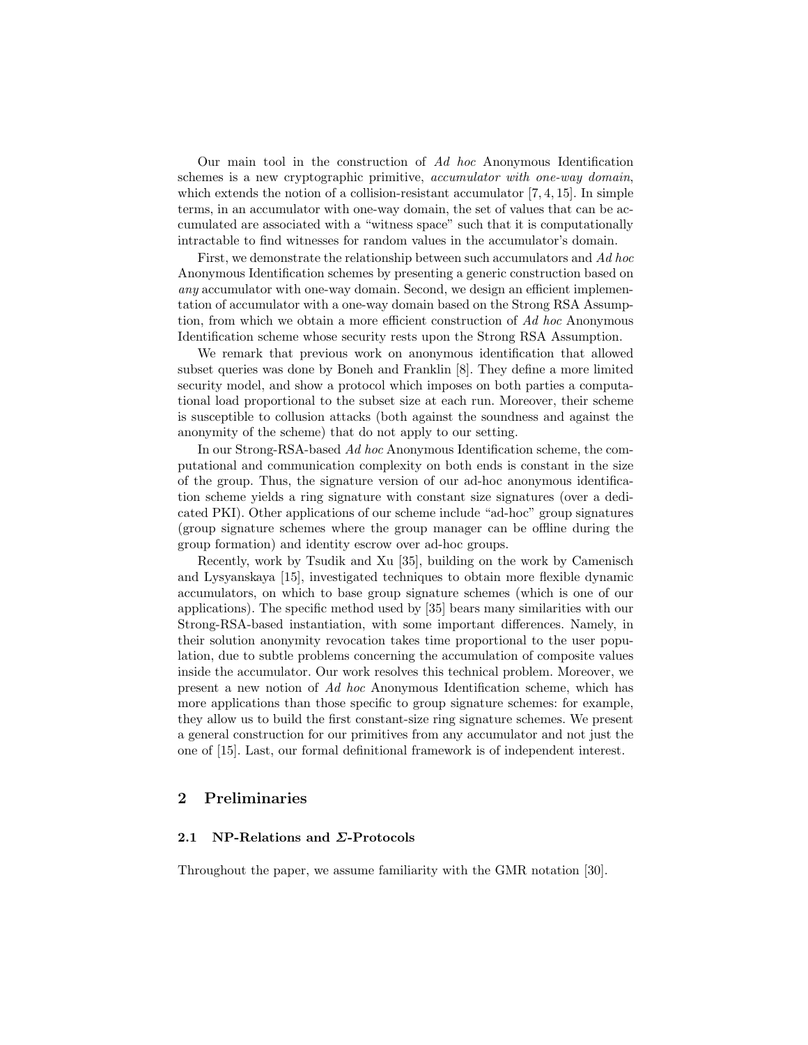Our main tool in the construction of *Ad hoc* Anonymous Identification schemes is a new cryptographic primitive, *accumulator with one-way domain*, which extends the notion of a collision-resistant accumulator [7, 4, 15]. In simple terms, in an accumulator with one-way domain, the set of values that can be accumulated are associated with a "witness space" such that it is computationally intractable to find witnesses for random values in the accumulator's domain.

First, we demonstrate the relationship between such accumulators and *Ad hoc* Anonymous Identification schemes by presenting a generic construction based on *any* accumulator with one-way domain. Second, we design an efficient implementation of accumulator with a one-way domain based on the Strong RSA Assumption, from which we obtain a more efficient construction of *Ad hoc* Anonymous Identification scheme whose security rests upon the Strong RSA Assumption.

We remark that previous work on anonymous identification that allowed subset queries was done by Boneh and Franklin [8]. They define a more limited security model, and show a protocol which imposes on both parties a computational load proportional to the subset size at each run. Moreover, their scheme is susceptible to collusion attacks (both against the soundness and against the anonymity of the scheme) that do not apply to our setting.

In our Strong-RSA-based *Ad hoc* Anonymous Identification scheme, the computational and communication complexity on both ends is constant in the size of the group. Thus, the signature version of our ad-hoc anonymous identification scheme yields a ring signature with constant size signatures (over a dedicated PKI). Other applications of our scheme include "ad-hoc" group signatures (group signature schemes where the group manager can be offline during the group formation) and identity escrow over ad-hoc groups.

Recently, work by Tsudik and Xu [35], building on the work by Camenisch and Lysyanskaya [15], investigated techniques to obtain more flexible dynamic accumulators, on which to base group signature schemes (which is one of our applications). The specific method used by [35] bears many similarities with our Strong-RSA-based instantiation, with some important differences. Namely, in their solution anonymity revocation takes time proportional to the user population, due to subtle problems concerning the accumulation of composite values inside the accumulator. Our work resolves this technical problem. Moreover, we present a new notion of *Ad hoc* Anonymous Identification scheme, which has more applications than those specific to group signature schemes: for example, they allow us to build the first constant-size ring signature schemes. We present a general construction for our primitives from any accumulator and not just the one of [15]. Last, our formal definitional framework is of independent interest.

## 2 Preliminaries

### 2.1 NP-Relations and *Σ*-Protocols

Throughout the paper, we assume familiarity with the GMR notation [30].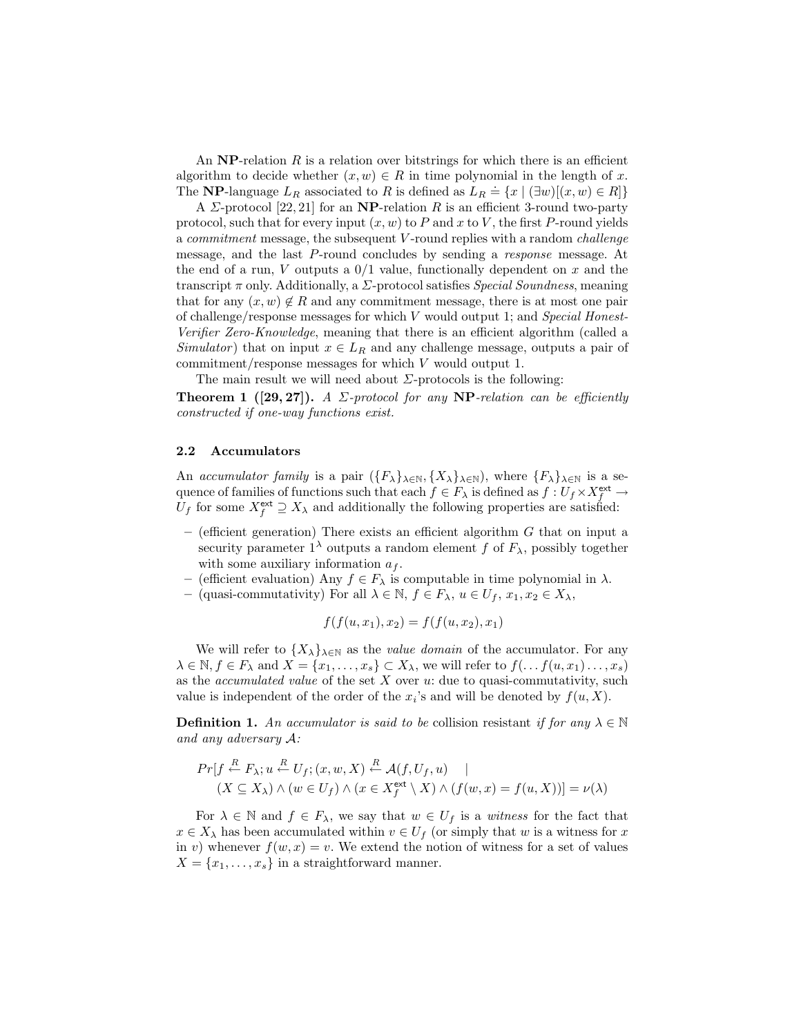An **NP**-relation $R$ is a relation over bitstrings for which there is an efficient algorithm to decide whether $(x, w) \in R$ in time polynomial in the length of $x$. The **NP**-language $L_R$ associated to $R$ is defined as $L_R \doteq \{x \mid (\exists w)[(x, w) \in R]\}$

A $\Sigma$-protocol [22, 21] for an **NP**-relation $R$ is an efficient 3-round two-party protocol, such that for every input $(x, w)$ to $P$ and $x$ to $V$, the first $P$-round yields a *commitment* message, the subsequent $V$-round replies with a random *challenge* message, and the last $P$-round concludes by sending a *response* message. At the end of a run, $V$ outputs a 0/1 value, functionally dependent on $x$ and the transcript $\pi$ only. Additionally, a $\Sigma$-protocol satisfies *Special Soundness*, meaning that for any $(x, w) \notin R$ and any commitment message, there is at most one pair of challenge/response messages for which $V$ would output 1; and *Special Honest-Verifier Zero-Knowledge*, meaning that there is an efficient algorithm (called a *Simulator*) that on input $x \in L_R$ and any challenge message, outputs a pair of commitment/response messages for which $V$ would output 1.

The main result we will need about $\Sigma$-protocols is the following:

**Theorem 1 ([29, 27]).** *A $\Sigma$-protocol for any* **NP***-relation can be efficiently constructed if one-way functions exist.*

### 2.2 Accumulators

An *accumulator family* is a pair $(\{F_\lambda\}_{\lambda\in\mathbb{N}}, \{X_\lambda\}_{\lambda\in\mathbb{N}})$, where $\{F_\lambda\}_{\lambda\in\mathbb{N}}$ is a sequence of families of functions such that each $f \in F_\lambda$ is defined as $f : U_f \times X_f^{\mathsf{ext}} \to U_f$ for some $X_f^{\mathsf{ext}} \supseteq X_\lambda$ and additionally the following properties are satisfied:

- (efficient generation) There exists an efficient algorithm $G$ that on input a security parameter $1^\lambda$ outputs a random element $f$ of $F_\lambda$, possibly together with some auxiliary information $a_f$.
- (efficient evaluation) Any $f \in F_\lambda$ is computable in time polynomial in $\lambda$.
- (quasi-commutativity) For all $\lambda \in \mathbb{N}$, $f \in F_\lambda$, $u \in U_f$, $x_1, x_2 \in X_\lambda$,

$$f(f(u, x_1), x_2) = f(f(u, x_2), x_1)$$

We will refer to $\{X_\lambda\}_{\lambda\in\mathbb{N}}$ as the *value domain* of the accumulator. For any $\lambda \in \mathbb{N}, f \in F_\lambda$ and $X = \{x_1, \ldots, x_s\} \subset X_\lambda$, we will refer to $f(\ldots f(u, x_1) \ldots, x_s)$ as the *accumulated value* of the set $X$ over $u$: due to quasi-commutativity, such value is independent of the order of the $x_i$'s and will be denoted by $f(u, X)$.

**Definition 1.** *An accumulator is said to be* collision resistant *if for any $\lambda \in \mathbb{N}$ and any adversary $\mathcal{A}$:*

$$\begin{aligned}
&Pr[f \overset{R}{\leftarrow} F_\lambda; u \overset{R}{\leftarrow} U_f; (x, w, X) \overset{R}{\leftarrow} \mathcal{A}(f, U_f, u) \quad | \\
&\quad (X \subseteq X_\lambda) \wedge (w \in U_f) \wedge (x \in X_f^{\mathsf{ext}} \setminus X) \wedge (f(w, x) = f(u, X))] = \nu(\lambda)
\end{aligned}$$

For $\lambda \in \mathbb{N}$ and $f \in F_\lambda$, we say that $w \in U_f$ is a *witness* for the fact that $x \in X_\lambda$ has been accumulated within $v \in U_f$ (or simply that $w$ is a witness for $x$ in $v$) whenever $f(w, x) = v$. We extend the notion of witness for a set of values $X = \{x_1, \ldots, x_s\}$ in a straightforward manner.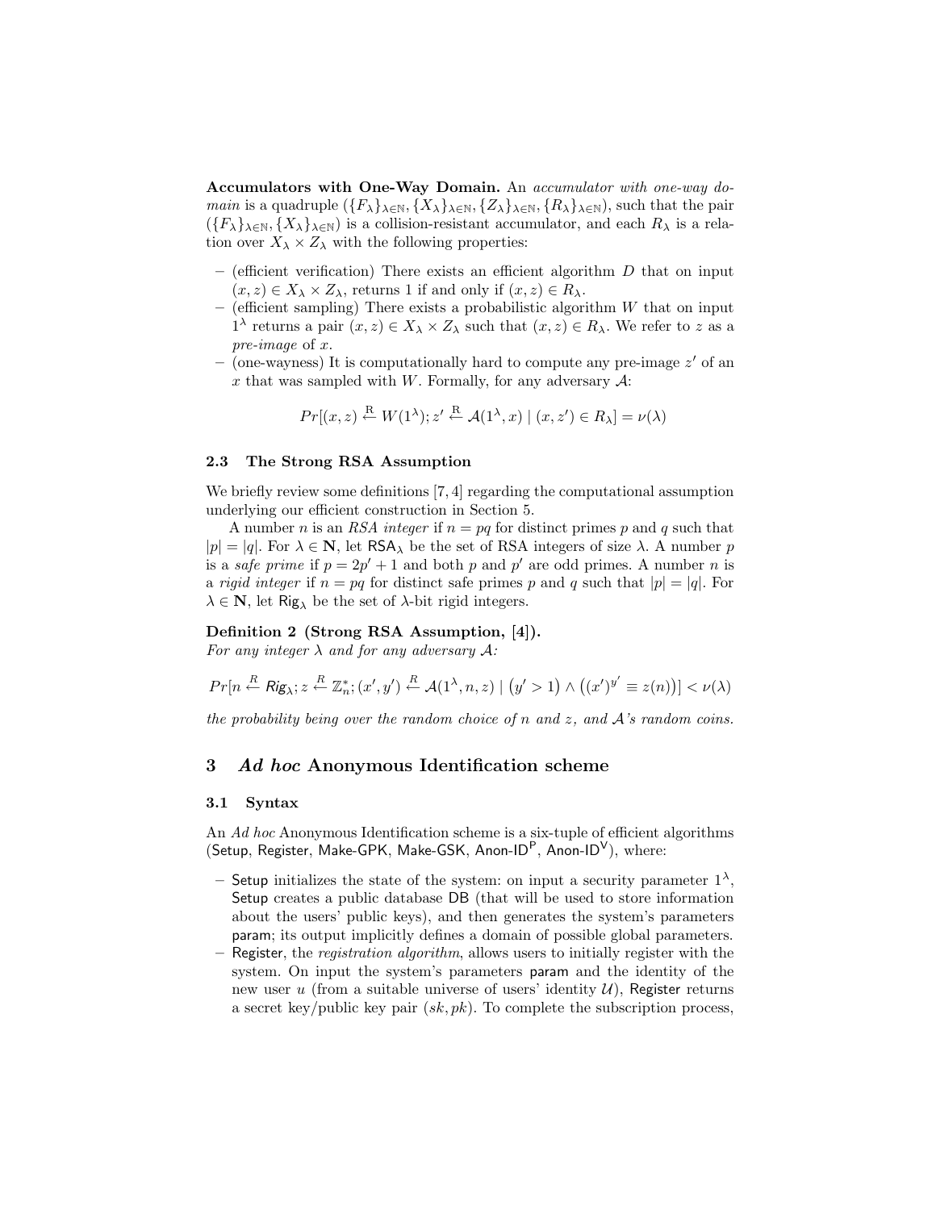**Accumulators with One-Way Domain.** An *accumulator with one-way domain* is a quadruple $(\{F_\lambda\}_{\lambda\in\mathbb{N}}, \{X_\lambda\}_{\lambda\in\mathbb{N}}, \{Z_\lambda\}_{\lambda\in\mathbb{N}}, \{R_\lambda\}_{\lambda\in\mathbb{N}})$, such that the pair $(\{F_\lambda\}_{\lambda\in\mathbb{N}}, \{X_\lambda\}_{\lambda\in\mathbb{N}})$ is a collision-resistant accumulator, and each $R_\lambda$ is a relation over $X_\lambda \times Z_\lambda$ with the following properties:

- (efficient verification) There exists an efficient algorithm $D$ that on input $(x, z) \in X_\lambda \times Z_\lambda$, returns 1 if and only if $(x, z) \in R_\lambda$.
- (efficient sampling) There exists a probabilistic algorithm $W$ that on input $1^\lambda$ returns a pair $(x, z) \in X_\lambda \times Z_\lambda$ such that $(x, z) \in R_\lambda$. We refer to $z$ as a *pre-image* of $x$.
- (one-wayness) It is computationally hard to compute any pre-image $z'$ of an $x$ that was sampled with $W$. Formally, for any adversary $\mathcal{A}$:

$$Pr[(x, z) \xleftarrow{\text{R}} W(1^\lambda); z' \xleftarrow{\text{R}} \mathcal{A}(1^\lambda, x) \mid (x, z') \in R_\lambda] = \nu(\lambda)$$

### 2.3 The Strong RSA Assumption

We briefly review some definitions [7, 4] regarding the computational assumption underlying our efficient construction in Section 5.

A number $n$ is an *RSA integer* if $n = pq$ for distinct primes $p$ and $q$ such that $|p| = |q|$. For $\lambda \in \mathbf{N}$, let $\mathsf{RSA}_\lambda$ be the set of RSA integers of size $\lambda$. A number $p$ is a *safe prime* if $p = 2p' + 1$ and both $p$ and $p'$ are odd primes. A number $n$ is a *rigid integer* if $n = pq$ for distinct safe primes $p$ and $q$ such that $|p| = |q|$. For $\lambda \in \mathbf{N}$, let $\mathsf{Rig}_\lambda$ be the set of $\lambda$-bit rigid integers.

**Definition 2 (Strong RSA Assumption, [4]).**
*For any integer $\lambda$ and for any adversary $\mathcal{A}$:*

$$Pr[n \xleftarrow{R} \mathsf{Rig}_\lambda; z \xleftarrow{R} \mathbb{Z}_n^*; (x', y') \xleftarrow{R} \mathcal{A}(1^\lambda, n, z) \mid \big(y' > 1\big) \wedge \big((x')^{y'} \equiv z(n)\big)] < \nu(\lambda)$$

*the probability being over the random choice of $n$ and $z$, and $\mathcal{A}$'s random coins.*

## 3 *Ad hoc* Anonymous Identification scheme

### 3.1 Syntax

An *Ad hoc* Anonymous Identification scheme is a six-tuple of efficient algorithms ($\mathsf{Setup}$, $\mathsf{Register}$, $\mathsf{Make\text{-}GPK}$, $\mathsf{Make\text{-}GSK}$, $\mathsf{Anon\text{-}ID^P}$, $\mathsf{Anon\text{-}ID^V}$), where:

- $\mathsf{Setup}$ initializes the state of the system: on input a security parameter $1^\lambda$, $\mathsf{Setup}$ creates a public database $\mathsf{DB}$ (that will be used to store information about the users' public keys), and then generates the system's parameters $\mathsf{param}$; its output implicitly defines a domain of possible global parameters.
- $\mathsf{Register}$, the *registration algorithm*, allows users to initially register with the system. On input the system's parameters $\mathsf{param}$ and the identity of the new user $u$ (from a suitable universe of users' identity $\mathcal{U}$), $\mathsf{Register}$ returns a secret key/public key pair $(sk, pk)$. To complete the subscription process,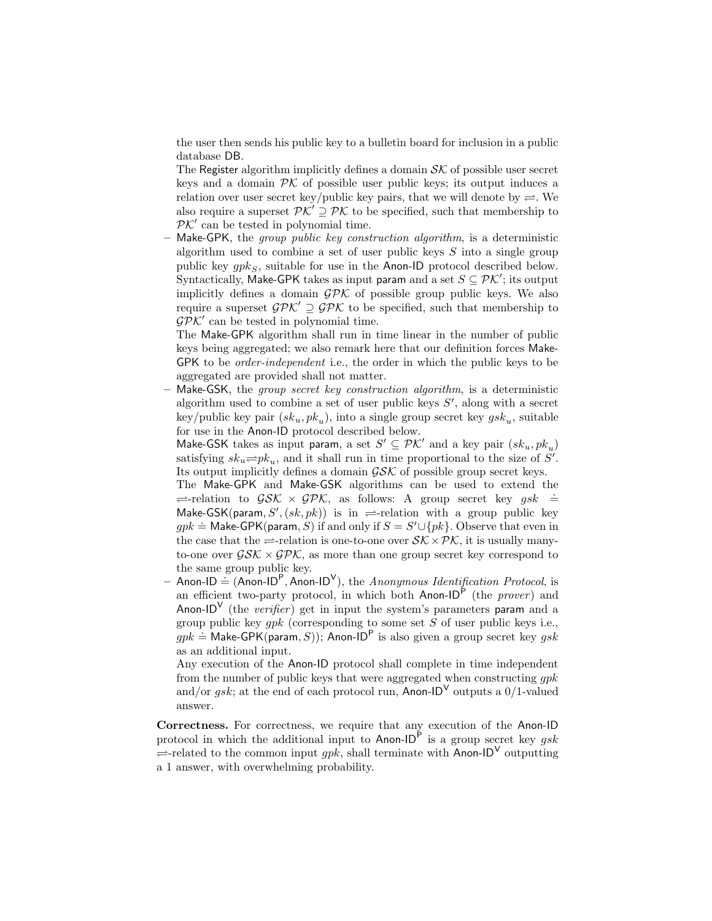the user then sends his public key to a bulletin board for inclusion in a public database DB.
The Register algorithm implicitly defines a domain $\mathcal{SK}$ of possible user secret keys and a domain $\mathcal{PK}$ of possible user public keys; its output induces a relation over user secret key/public key pairs, that we will denote by $\rightleftharpoons$. We also require a superset $\mathcal{PK}' \supseteq \mathcal{PK}$ to be specified, such that membership to $\mathcal{PK}'$ can be tested in polynomial time.

– Make-GPK, the *group public key construction algorithm*, is a deterministic algorithm used to combine a set of user public keys $S$ into a single group public key $gpk_S$, suitable for use in the Anon-ID protocol described below. Syntactically, Make-GPK takes as input param and a set $S \subseteq \mathcal{PK}'$; its output implicitly defines a domain $\mathcal{GPK}$ of possible group public keys. We also require a superset $\mathcal{GPK}' \supseteq \mathcal{GPK}$ to be specified, such that membership to $\mathcal{GPK}'$ can be tested in polynomial time.
The Make-GPK algorithm shall run in time linear in the number of public keys being aggregated; we also remark here that our definition forces Make-GPK to be *order-independent* i.e., the order in which the public keys to be aggregated are provided shall not matter.
– Make-GSK, the *group secret key construction algorithm*, is a deterministic algorithm used to combine a set of user public keys $S'$, along with a secret key/public key pair $(sk_u, pk_u)$, into a single group secret key $gsk_u$, suitable for use in the Anon-ID protocol described below.
Make-GSK takes as input param, a set $S' \subseteq \mathcal{PK}'$ and a key pair $(sk_u, pk_u)$ satisfying $sk_u \rightleftharpoons pk_u$, and it shall run in time proportional to the size of $S'$. Its output implicitly defines a domain $\mathcal{GSK}$ of possible group secret keys.
The Make-GPK and Make-GSK algorithms can be used to extend the $\rightleftharpoons$-relation to $\mathcal{GSK} \times \mathcal{GPK}$, as follows: A group secret key $gsk \doteq$ Make-GSK(param, $S'$, $(sk, pk)$) is in $\rightleftharpoons$-relation with a group public key $gpk \doteq$ Make-GPK(param, $S$) if and only if $S = S' \cup \{pk\}$. Observe that even in the case that the $\rightleftharpoons$-relation is one-to-one over $\mathcal{SK} \times \mathcal{PK}$, it is usually many-to-one over $\mathcal{GSK} \times \mathcal{GPK}$, as more than one group secret key correspond to the same group public key.
– Anon-ID $\doteq$ (Anon-ID$^\mathsf{P}$, Anon-ID$^\mathsf{V}$), the *Anonymous Identification Protocol*, is an efficient two-party protocol, in which both Anon-ID$^\mathsf{P}$ (the *prover*) and Anon-ID$^\mathsf{V}$ (the *verifier*) get in input the system's parameters param and a group public key $gpk$ (corresponding to some set $S$ of user public keys i.e., $gpk \doteq$ Make-GPK(param, $S$)); Anon-ID$^\mathsf{P}$ is also given a group secret key $gsk$ as an additional input.
Any execution of the Anon-ID protocol shall complete in time independent from the number of public keys that were aggregated when constructing $gpk$ and/or $gsk$; at the end of each protocol run, Anon-ID$^\mathsf{V}$ outputs a 0/1-valued answer.

**Correctness.** For correctness, we require that any execution of the Anon-ID protocol in which the additional input to Anon-ID$^\mathsf{P}$ is a group secret key $gsk$ $\rightleftharpoons$-related to the common input $gpk$, shall terminate with Anon-ID$^\mathsf{V}$ outputting a 1 answer, with overwhelming probability.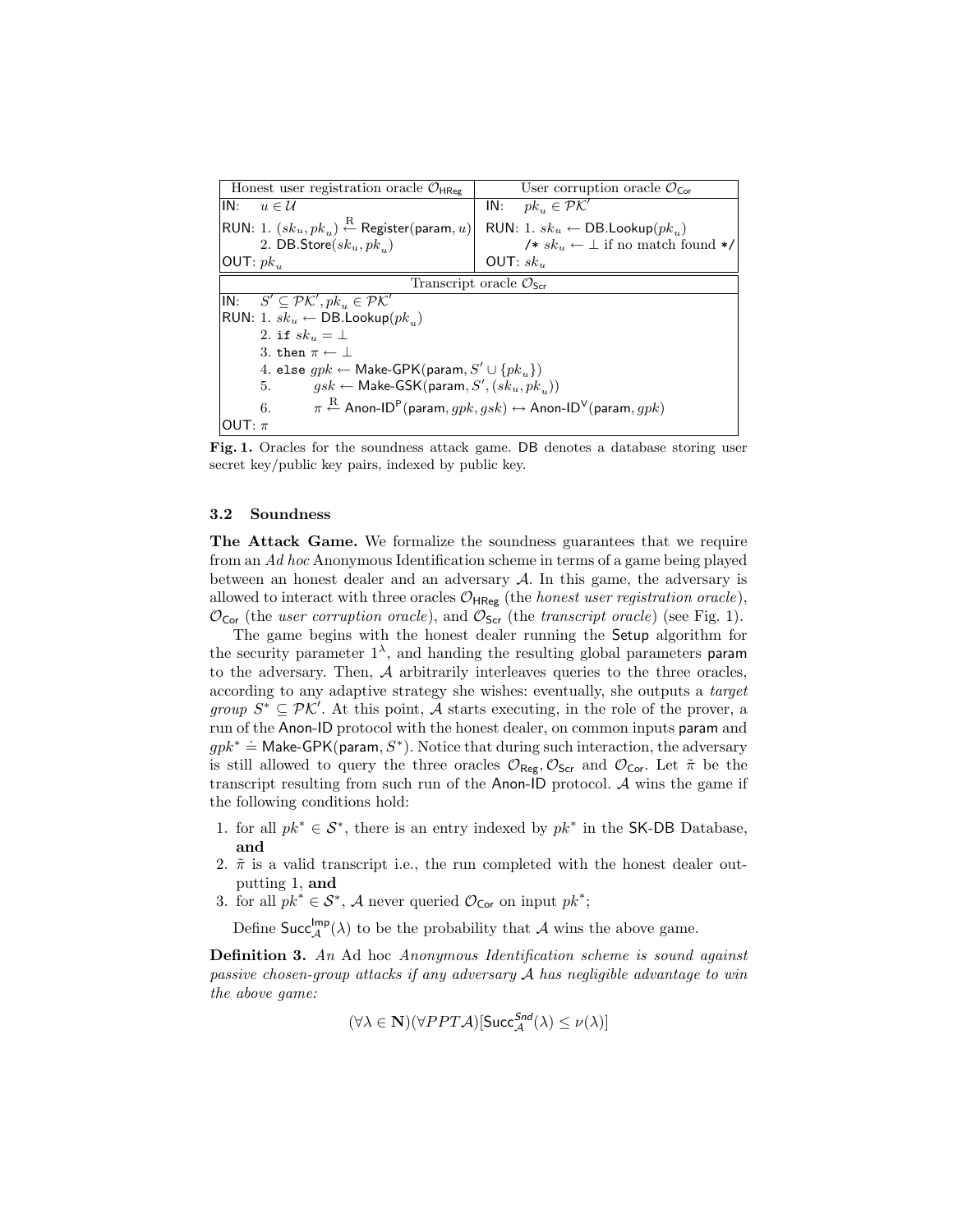| Honest user registration oracle $\mathcal{O}_{\mathsf{HReg}}$ | User corruption oracle $\mathcal{O}_{\mathsf{Cor}}$ |
| --- | --- |
| IN: $u \in \mathcal{U}$ | IN: $pk_u \in \mathcal{PK}'$ |
| RUN: 1. $(sk_u, pk_u) \stackrel{\mathrm{R}}{\leftarrow} \mathsf{Register}(\mathsf{param}, u)$ <br> 2. $\mathsf{DB.Store}(sk_u, pk_u)$ | RUN: 1. $sk_u \leftarrow \mathsf{DB.Lookup}(pk_u)$ <br> /* $sk_u \leftarrow \perp$ if no match found */ |
| OUT: $pk_u$ | OUT: $sk_u$ |

| Transcript oracle $\mathcal{O}_{\mathsf{Scr}}$ |
| --- |
| IN: $S' \subseteq \mathcal{PK}', pk_u \in \mathcal{PK}'$ |
| RUN: 1. $sk_u \leftarrow \mathsf{DB.Lookup}(pk_u)$ <br> 2. `if` $sk_u = \perp$ <br> 3. `then` $\pi \leftarrow \perp$ <br> 4. `else` $gpk \leftarrow \mathsf{Make\text{-}GPK}(\mathsf{param}, S' \cup \{pk_u\})$ <br> 5. $gsk \leftarrow \mathsf{Make\text{-}GSK}(\mathsf{param}, S', (sk_u, pk_u))$ <br> 6. $\pi \stackrel{\mathrm{R}}{\leftarrow} \mathsf{Anon\text{-}ID^P}(\mathsf{param}, gpk, gsk) \leftrightarrow \mathsf{Anon\text{-}ID^V}(\mathsf{param}, gpk)$ |
| OUT: $\pi$ |

**Fig. 1.** Oracles for the soundness attack game. DB denotes a database storing user secret key/public key pairs, indexed by public key.

### 3.2 Soundness

**The Attack Game.** We formalize the soundness guarantees that we require from an *Ad hoc* Anonymous Identification scheme in terms of a game being played between an honest dealer and an adversary $\mathcal{A}$. In this game, the adversary is allowed to interact with three oracles $\mathcal{O}_{\mathsf{HReg}}$ (the *honest user registration oracle*), $\mathcal{O}_{\mathsf{Cor}}$ (the *user corruption oracle*), and $\mathcal{O}_{\mathsf{Scr}}$ (the *transcript oracle*) (see Fig. 1).

The game begins with the honest dealer running the $\mathsf{Setup}$ algorithm for the security parameter $1^\lambda$, and handing the resulting global parameters $\mathsf{param}$ to the adversary. Then, $\mathcal{A}$ arbitrarily interleaves queries to the three oracles, according to any adaptive strategy she wishes: eventually, she outputs a *target group* $S^* \subseteq \mathcal{PK}'$. At this point, $\mathcal{A}$ starts executing, in the role of the prover, a run of the $\mathsf{Anon\text{-}ID}$ protocol with the honest dealer, on common inputs $\mathsf{param}$ and $gpk^* \doteq \mathsf{Make\text{-}GPK}(\mathsf{param}, S^*)$. Notice that during such interaction, the adversary is still allowed to query the three oracles $\mathcal{O}_{\mathsf{Reg}}, \mathcal{O}_{\mathsf{Scr}}$ and $\mathcal{O}_{\mathsf{Cor}}$. Let $\tilde{\pi}$ be the transcript resulting from such run of the $\mathsf{Anon\text{-}ID}$ protocol. $\mathcal{A}$ wins the game if the following conditions hold:

1. for all $pk^* \in \mathcal{S}^*$, there is an entry indexed by $pk^*$ in the SK-DB Database, **and**
2. $\tilde{\pi}$ is a valid transcript i.e., the run completed with the honest dealer outputting 1, **and**
3. for all $pk^* \in \mathcal{S}^*$, $\mathcal{A}$ never queried $\mathcal{O}_{\mathsf{Cor}}$ on input $pk^*$;

Define $\mathsf{Succ}^{\mathsf{Imp}}_{\mathcal{A}}(\lambda)$ to be the probability that $\mathcal{A}$ wins the above game.

**Definition 3.** *An* Ad hoc *Anonymous Identification scheme is sound against passive chosen-group attacks if any adversary $\mathcal{A}$ has negligible advantage to win the above game:*

$$(\forall \lambda \in \mathbf{N})(\forall PPT\mathcal{A})[\mathsf{Succ}^{\mathit{Snd}}_{\mathcal{A}}(\lambda) \leq \nu(\lambda)]$$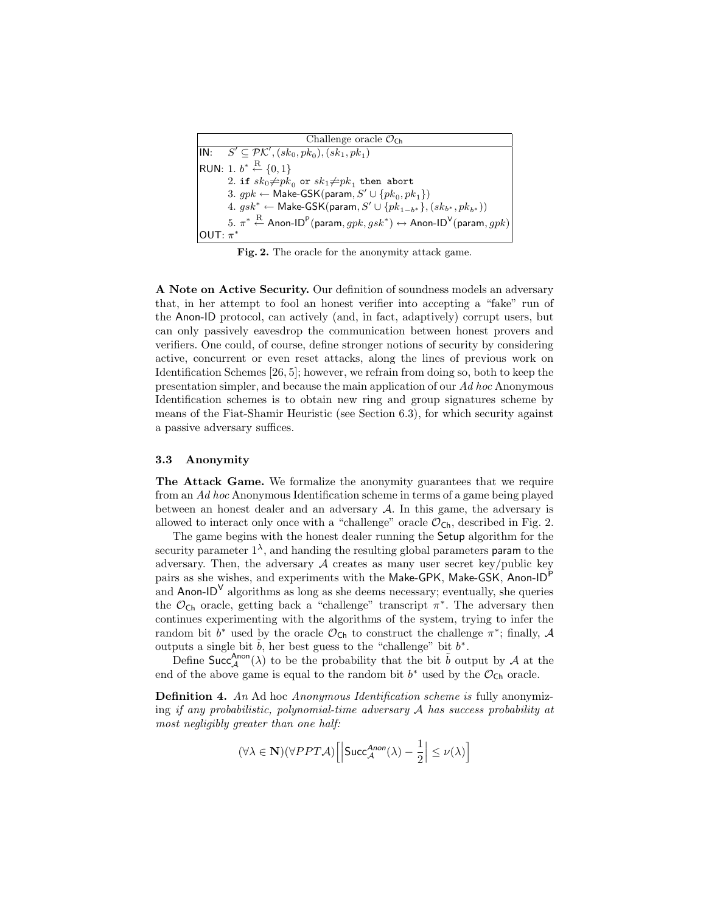| Challenge oracle $\mathcal{O}_{\mathsf{Ch}}$ |
|---|
| IN: $S' \subseteq \mathcal{PK}', (sk_0, pk_0), (sk_1, pk_1)$ |
| RUN: 1. $b^* \stackrel{\text{R}}{\leftarrow} \{0, 1\}$ |
| 2. `if` $sk_0 \not\rightleftharpoons pk_0$ `or` $sk_1 \not\rightleftharpoons pk_1$ `then abort` |
| 3. $gpk \leftarrow \mathsf{Make\text{-}GSK}(\mathsf{param}, S' \cup \{pk_0, pk_1\})$ |
| 4. $gsk^* \leftarrow \mathsf{Make\text{-}GSK}(\mathsf{param}, S' \cup \{pk_{1-b^*}\}, (sk_{b^*}, pk_{b^*}))$ |
| 5. $\pi^* \stackrel{\text{R}}{\leftarrow} \mathsf{Anon\text{-}ID^P}(\mathsf{param}, gpk, gsk^*) \leftrightarrow \mathsf{Anon\text{-}ID^V}(\mathsf{param}, gpk)$ |
| OUT: $\pi^*$ |

**Fig. 2.** The oracle for the anonymity attack game.

**A Note on Active Security.** Our definition of soundness models an adversary that, in her attempt to fool an honest verifier into accepting a "fake" run of the Anon-ID protocol, can actively (and, in fact, adaptively) corrupt users, but can only passively eavesdrop the communication between honest provers and verifiers. One could, of course, define stronger notions of security by considering active, concurrent or even reset attacks, along the lines of previous work on Identification Schemes [26, 5]; however, we refrain from doing so, both to keep the presentation simpler, and because the main application of our *Ad hoc* Anonymous Identification schemes is to obtain new ring and group signatures scheme by means of the Fiat-Shamir Heuristic (see Section 6.3), for which security against a passive adversary suffices.

### 3.3 Anonymity

**The Attack Game.** We formalize the anonymity guarantees that we require from an *Ad hoc* Anonymous Identification scheme in terms of a game being played between an honest dealer and an adversary $\mathcal{A}$. In this game, the adversary is allowed to interact only once with a "challenge" oracle $\mathcal{O}_{\mathsf{Ch}}$, described in Fig. 2.

The game begins with the honest dealer running the Setup algorithm for the security parameter $1^\lambda$, and handing the resulting global parameters param to the adversary. Then, the adversary $\mathcal{A}$ creates as many user secret key/public key pairs as she wishes, and experiments with the Make-GPK, Make-GSK, Anon-ID$^{\mathsf{P}}$ and Anon-ID$^{\mathsf{V}}$ algorithms as long as she deems necessary; eventually, she queries the $\mathcal{O}_{\mathsf{Ch}}$ oracle, getting back a "challenge" transcript $\pi^*$. The adversary then continues experimenting with the algorithms of the system, trying to infer the random bit $b^*$ used by the oracle $\mathcal{O}_{\mathsf{Ch}}$ to construct the challenge $\pi^*$; finally, $\mathcal{A}$ outputs a single bit $\tilde{b}$, her best guess to the "challenge" bit $b^*$.

Define $\mathsf{Succ}_{\mathcal{A}}^{\mathsf{Anon}}(\lambda)$ to be the probability that the bit $\tilde{b}$ output by $\mathcal{A}$ at the end of the above game is equal to the random bit $b^*$ used by the $\mathcal{O}_{\mathsf{Ch}}$ oracle.

**Definition 4.** *An* Ad hoc *Anonymous Identification scheme is* fully anonymizing *if any probabilistic, polynomial-time adversary $\mathcal{A}$ has success probability at most negligibly greater than one half:*

$$(\forall \lambda \in \mathbf{N})(\forall PPT \mathcal{A})\Big[\Big|\mathsf{Succ}_{\mathcal{A}}^{\mathsf{Anon}}(\lambda) - \frac{1}{2}\Big| \leq \nu(\lambda)\Big]$$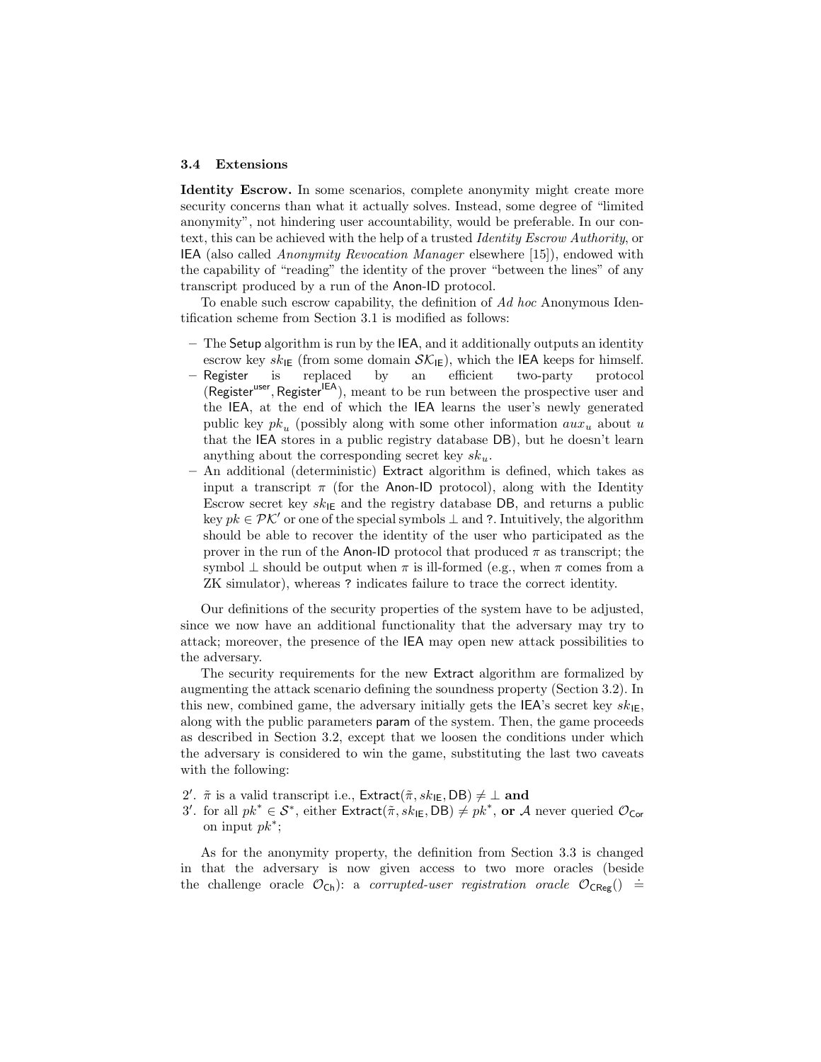### 3.4 Extensions

**Identity Escrow.** In some scenarios, complete anonymity might create more security concerns than what it actually solves. Instead, some degree of "limited anonymity", not hindering user accountability, would be preferable. In our context, this can be achieved with the help of a trusted *Identity Escrow Authority*, or IEA (also called *Anonymity Revocation Manager* elsewhere [15]), endowed with the capability of "reading" the identity of the prover "between the lines" of any transcript produced by a run of the Anon-ID protocol.

To enable such escrow capability, the definition of *Ad hoc* Anonymous Identification scheme from Section 3.1 is modified as follows:

- The Setup algorithm is run by the IEA, and it additionally outputs an identity escrow key $sk_{\mathsf{IE}}$ (from some domain $\mathcal{SK}_{\mathsf{IE}}$), which the IEA keeps for himself.
- Register is replaced by an efficient two-party protocol $(\mathsf{Register}^{\mathsf{user}}, \mathsf{Register}^{\mathsf{IEA}})$, meant to be run between the prospective user and the IEA, at the end of which the IEA learns the user's newly generated public key $pk_u$ (possibly along with some other information $aux_u$ about $u$ that the IEA stores in a public registry database DB), but he doesn't learn anything about the corresponding secret key $sk_u$.
- An additional (deterministic) Extract algorithm is defined, which takes as input a transcript $\pi$ (for the Anon-ID protocol), along with the Identity Escrow secret key $sk_{\mathsf{IE}}$ and the registry database DB, and returns a public key $pk \in \mathcal{PK}'$ or one of the special symbols $\perp$ and ?. Intuitively, the algorithm should be able to recover the identity of the user who participated as the prover in the run of the Anon-ID protocol that produced $\pi$ as transcript; the symbol $\perp$ should be output when $\pi$ is ill-formed (e.g., when $\pi$ comes from a ZK simulator), whereas ? indicates failure to trace the correct identity.

Our definitions of the security properties of the system have to be adjusted, since we now have an additional functionality that the adversary may try to attack; moreover, the presence of the IEA may open new attack possibilities to the adversary.

The security requirements for the new Extract algorithm are formalized by augmenting the attack scenario defining the soundness property (Section 3.2). In this new, combined game, the adversary initially gets the IEA's secret key $sk_{\mathsf{IE}}$, along with the public parameters param of the system. Then, the game proceeds as described in Section 3.2, except that we loosen the conditions under which the adversary is considered to win the game, substituting the last two caveats with the following:

2′. $\tilde{\pi}$ is a valid transcript i.e., $\mathsf{Extract}(\tilde{\pi}, sk_{\mathsf{IE}}, \mathsf{DB}) \neq \perp$ **and**
3′. for all $pk^* \in \mathcal{S}^*$, either $\mathsf{Extract}(\tilde{\pi}, sk_{\mathsf{IE}}, \mathsf{DB}) \neq pk^*$, **or** $\mathcal{A}$ never queried $\mathcal{O}_{\mathsf{Cor}}$ on input $pk^*$;

As for the anonymity property, the definition from Section 3.3 is changed in that the adversary is now given access to two more oracles (beside the challenge oracle $\mathcal{O}_{\mathsf{Ch}}$): a *corrupted-user registration oracle* $\mathcal{O}_{\mathsf{CReg}}() \doteq$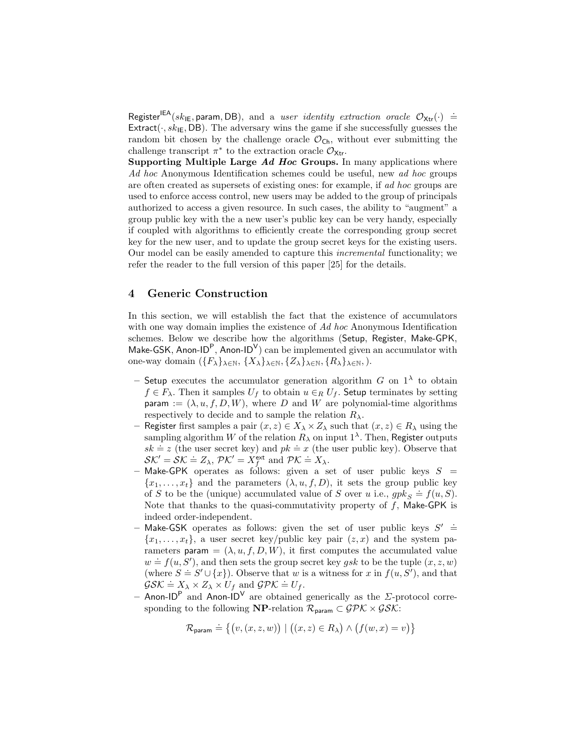$\mathsf{Register}^{\mathsf{IEA}}(sk_{\mathsf{IE}}, \mathsf{param}, \mathsf{DB})$, and a *user identity extraction oracle* $\mathcal{O}_{\mathsf{Xtr}}(\cdot) \doteq \mathsf{Extract}(\cdot, sk_{\mathsf{IE}}, \mathsf{DB})$. The adversary wins the game if she successfully guesses the random bit chosen by the challenge oracle $\mathcal{O}_{\mathsf{Ch}}$, without ever submitting the challenge transcript $\pi^*$ to the extraction oracle $\mathcal{O}_{\mathsf{Xtr}}$.

**Supporting Multiple Large *Ad Hoc* Groups.** In many applications where *Ad hoc* Anonymous Identification schemes could be useful, new *ad hoc* groups are often created as supersets of existing ones: for example, if *ad hoc* groups are used to enforce access control, new users may be added to the group of principals authorized to access a given resource. In such cases, the ability to "augment" a group public key with the a new user's public key can be very handy, especially if coupled with algorithms to efficiently create the corresponding group secret key for the new user, and to update the group secret keys for the existing users. Our model can be easily amended to capture this *incremental* functionality; we refer the reader to the full version of this paper [25] for the details.

## 4 Generic Construction

In this section, we will establish the fact that the existence of accumulators with one way domain implies the existence of *Ad hoc* Anonymous Identification schemes. Below we describe how the algorithms ($\mathsf{Setup}$, $\mathsf{Register}$, $\mathsf{Make\text{-}GPK}$, $\mathsf{Make\text{-}GSK}$, $\mathsf{Anon\text{-}ID}^{\mathsf{P}}$, $\mathsf{Anon\text{-}ID}^{\mathsf{V}}$) can be implemented given an accumulator with one-way domain ($\{F_\lambda\}_{\lambda\in\mathbb{N}}, \{X_\lambda\}_{\lambda\in\mathbb{N}}, \{Z_\lambda\}_{\lambda\in\mathbb{N}}, \{R_\lambda\}_{\lambda\in\mathbb{N}},$).

- $\mathsf{Setup}$ executes the accumulator generation algorithm $G$ on $1^\lambda$ to obtain $f \in F_\lambda$. Then it samples $U_f$ to obtain $u \in_R U_f$. $\mathsf{Setup}$ terminates by setting $\mathsf{param} := (\lambda, u, f, D, W)$, where $D$ and $W$ are polynomial-time algorithms respectively to decide and to sample the relation $R_\lambda$.
- $\mathsf{Register}$ first samples a pair $(x, z) \in X_\lambda \times Z_\lambda$ such that $(x, z) \in R_\lambda$ using the sampling algorithm $W$ of the relation $R_\lambda$ on input $1^\lambda$. Then, $\mathsf{Register}$ outputs $sk \doteq z$ (the user secret key) and $pk \doteq x$ (the user public key). Observe that $\mathcal{SK}' = \mathcal{SK} \doteq Z_\lambda$, $\mathcal{PK}' = X_f^{\mathsf{ext}}$ and $\mathcal{PK} \doteq X_\lambda$.
- $\mathsf{Make\text{-}GPK}$ operates as follows: given a set of user public keys $S = \{x_1, \ldots, x_t\}$ and the parameters $(\lambda, u, f, D)$, it sets the group public key of $S$ to be the (unique) accumulated value of $S$ over $u$ i.e., $gpk_S \doteq f(u, S)$. Note that thanks to the quasi-commutativity property of $f$, $\mathsf{Make\text{-}GPK}$ is indeed order-independent.
- $\mathsf{Make\text{-}GSK}$ operates as follows: given the set of user public keys $S' \doteq \{x_1, \ldots, x_t\}$, a user secret key/public key pair $(z, x)$ and the system parameters $\mathsf{param} = (\lambda, u, f, D, W)$, it first computes the accumulated value $w \doteq f(u, S')$, and then sets the group secret key $gsk$ to be the tuple $(x, z, w)$ (where $S \doteq S' \cup \{x\}$). Observe that $w$ is a witness for $x$ in $f(u, S')$, and that $\mathcal{GSK} \doteq X_\lambda \times Z_\lambda \times U_f$ and $\mathcal{GPK} \doteq U_f$.
- $\mathsf{Anon\text{-}ID}^{\mathsf{P}}$ and $\mathsf{Anon\text{-}ID}^{\mathsf{V}}$ are obtained generically as the $\Sigma$-protocol corresponding to the following **NP**-relation $\mathcal{R}_{\mathsf{param}} \subset \mathcal{GPK} \times \mathcal{GSK}$:

$$\mathcal{R}_{\mathsf{param}} \doteq \big\{ \big(v, (x, z, w)\big) \mid \big((x, z) \in R_\lambda\big) \wedge \big(f(w, x) = v\big) \big\}$$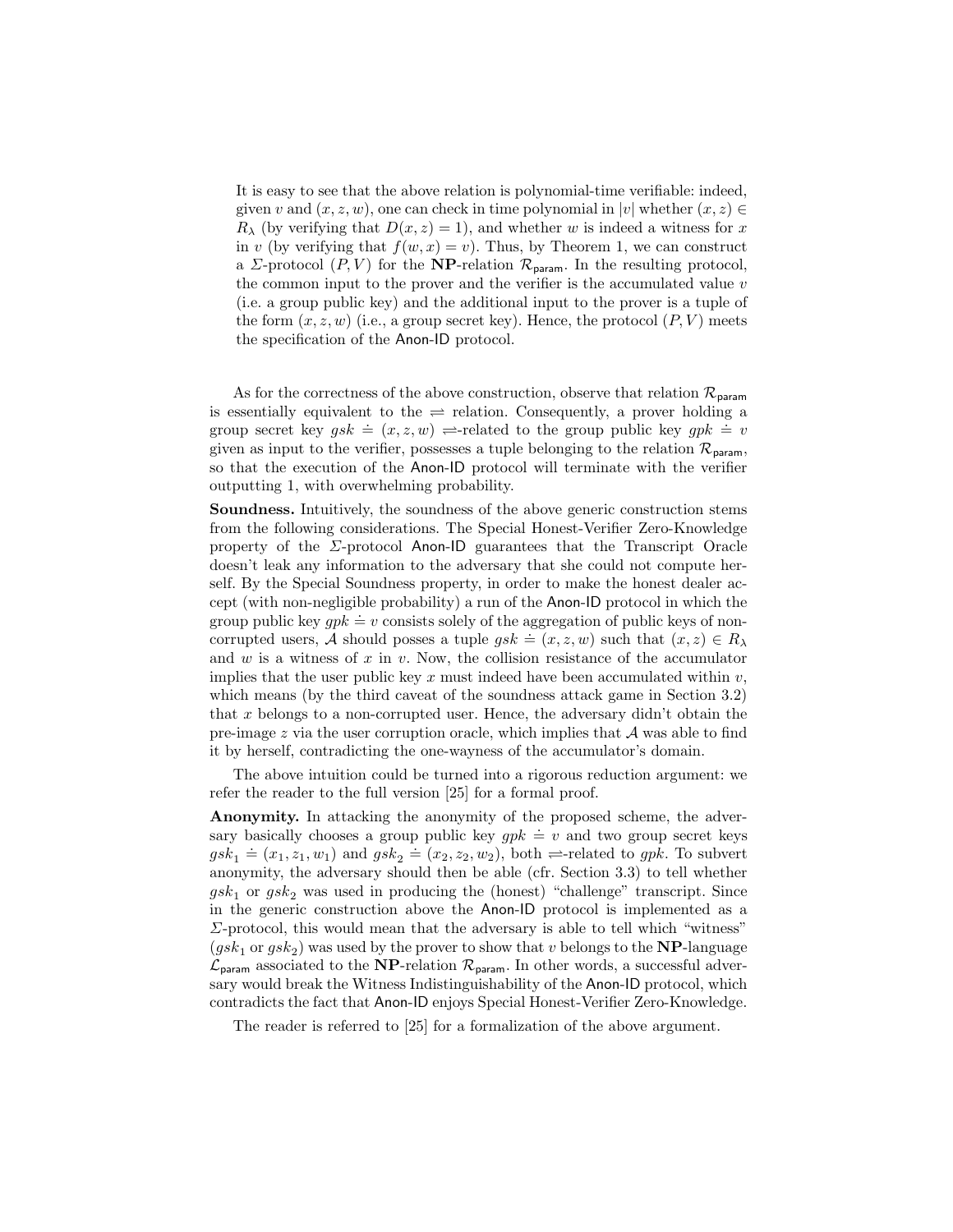It is easy to see that the above relation is polynomial-time verifiable: indeed, given $v$ and $(x, z, w)$, one can check in time polynomial in $|v|$ whether $(x, z) \in R_\lambda$ (by verifying that $D(x, z) = 1$), and whether $w$ is indeed a witness for $x$ in $v$ (by verifying that $f(w, x) = v$). Thus, by Theorem 1, we can construct a $\Sigma$-protocol $(P, V)$ for the **NP**-relation $\mathcal{R}_{\mathsf{param}}$. In the resulting protocol, the common input to the prover and the verifier is the accumulated value $v$ (i.e. a group public key) and the additional input to the prover is a tuple of the form $(x, z, w)$ (i.e., a group secret key). Hence, the protocol $(P, V)$ meets the specification of the Anon-ID protocol.

As for the correctness of the above construction, observe that relation $\mathcal{R}_{\mathsf{param}}$ is essentially equivalent to the $\rightleftharpoons$ relation. Consequently, a prover holding a group secret key $gsk \doteq (x, z, w)$ $\rightleftharpoons$-related to the group public key $gpk \doteq v$ given as input to the verifier, possesses a tuple belonging to the relation $\mathcal{R}_{\mathsf{param}}$, so that the execution of the Anon-ID protocol will terminate with the verifier outputting 1, with overwhelming probability.

**Soundness.** Intuitively, the soundness of the above generic construction stems from the following considerations. The Special Honest-Verifier Zero-Knowledge property of the $\Sigma$-protocol Anon-ID guarantees that the Transcript Oracle doesn't leak any information to the adversary that she could not compute herself. By the Special Soundness property, in order to make the honest dealer accept (with non-negligible probability) a run of the Anon-ID protocol in which the group public key $gpk \doteq v$ consists solely of the aggregation of public keys of non-corrupted users, $\mathcal{A}$ should posses a tuple $gsk \doteq (x, z, w)$ such that $(x, z) \in R_\lambda$ and $w$ is a witness of $x$ in $v$. Now, the collision resistance of the accumulator implies that the user public key $x$ must indeed have been accumulated within $v$, which means (by the third caveat of the soundness attack game in Section 3.2) that $x$ belongs to a non-corrupted user. Hence, the adversary didn't obtain the pre-image $z$ via the user corruption oracle, which implies that $\mathcal{A}$ was able to find it by herself, contradicting the one-wayness of the accumulator's domain.

The above intuition could be turned into a rigorous reduction argument: we refer the reader to the full version [25] for a formal proof.

**Anonymity.** In attacking the anonymity of the proposed scheme, the adversary basically chooses a group public key $gpk \doteq v$ and two group secret keys $gsk_1 \doteq (x_1, z_1, w_1)$ and $gsk_2 \doteq (x_2, z_2, w_2)$, both $\rightleftharpoons$-related to $gpk$. To subvert anonymity, the adversary should then be able (cfr. Section 3.3) to tell whether $gsk_1$ or $gsk_2$ was used in producing the (honest) "challenge" transcript. Since in the generic construction above the Anon-ID protocol is implemented as a $\Sigma$-protocol, this would mean that the adversary is able to tell which "witness" ($gsk_1$ or $gsk_2$) was used by the prover to show that $v$ belongs to the **NP**-language $\mathcal{L}_{\mathsf{param}}$ associated to the **NP**-relation $\mathcal{R}_{\mathsf{param}}$. In other words, a successful adversary would break the Witness Indistinguishability of the Anon-ID protocol, which contradicts the fact that Anon-ID enjoys Special Honest-Verifier Zero-Knowledge.

The reader is referred to [25] for a formalization of the above argument.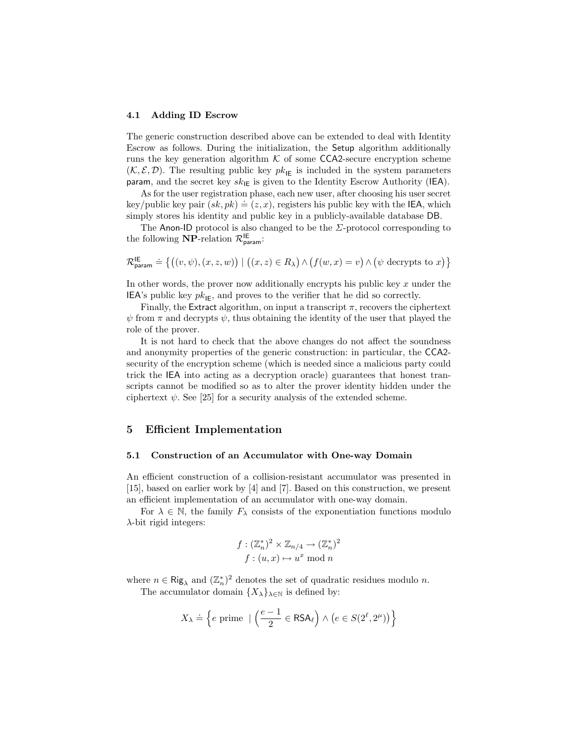### 4.1 Adding ID Escrow

The generic construction described above can be extended to deal with Identity Escrow as follows. During the initialization, the Setup algorithm additionally runs the key generation algorithm $\mathcal{K}$ of some CCA2-secure encryption scheme $(\mathcal{K}, \mathcal{E}, \mathcal{D})$. The resulting public key $pk_{\mathsf{IE}}$ is included in the system parameters param, and the secret key $sk_{\mathsf{IE}}$ is given to the Identity Escrow Authority (IEA).

As for the user registration phase, each new user, after choosing his user secret key/public key pair $(sk, pk) \doteq (z, x)$, registers his public key with the IEA, which simply stores his identity and public key in a publicly-available database DB.

The Anon-ID protocol is also changed to be the $\Sigma$-protocol corresponding to the following **NP**-relation $\mathcal{R}^{\mathsf{IE}}_{\mathsf{param}}$:

$$\mathcal{R}^{\mathsf{IE}}_{\mathsf{param}} \doteq \left\{ \big((v, \psi), (x, z, w)\big) \mid \big((x, z) \in R_\lambda\big) \wedge \big(f(w, x) = v\big) \wedge \big(\psi \text{ decrypts to } x\big) \right\}$$

In other words, the prover now additionally encrypts his public key $x$ under the IEA's public key $pk_{\mathsf{IE}}$, and proves to the verifier that he did so correctly.

Finally, the Extract algorithm, on input a transcript $\pi$, recovers the ciphertext $\psi$ from $\pi$ and decrypts $\psi$, thus obtaining the identity of the user that played the role of the prover.

It is not hard to check that the above changes do not affect the soundness and anonymity properties of the generic construction: in particular, the CCA2-security of the encryption scheme (which is needed since a malicious party could trick the IEA into acting as a decryption oracle) guarantees that honest transcripts cannot be modified so as to alter the prover identity hidden under the ciphertext $\psi$. See [25] for a security analysis of the extended scheme.

## 5 Efficient Implementation

### 5.1 Construction of an Accumulator with One-way Domain

An efficient construction of a collision-resistant accumulator was presented in [15], based on earlier work by [4] and [7]. Based on this construction, we present an efficient implementation of an accumulator with one-way domain.

For $\lambda \in \mathbb{N}$, the family $F_\lambda$ consists of the exponentiation functions modulo $\lambda$-bit rigid integers:

$$f : (\mathbb{Z}_n^*)^2 \times \mathbb{Z}_{n/4} \rightarrow (\mathbb{Z}_n^*)^2$$
$$f : (u, x) \mapsto u^x \bmod n$$

where $n \in \mathsf{Rig}_\lambda$ and $(\mathbb{Z}_n^*)^2$ denotes the set of quadratic residues modulo $n$.

The accumulator domain $\{X_\lambda\}_{\lambda \in \mathbb{N}}$ is defined by:

$$X_\lambda \doteq \left\{ e \text{ prime } \mid \left(\frac{e-1}{2} \in \mathsf{RSA}_\ell\right) \wedge \left(e \in S(2^\ell, 2^\mu)\right) \right\}$$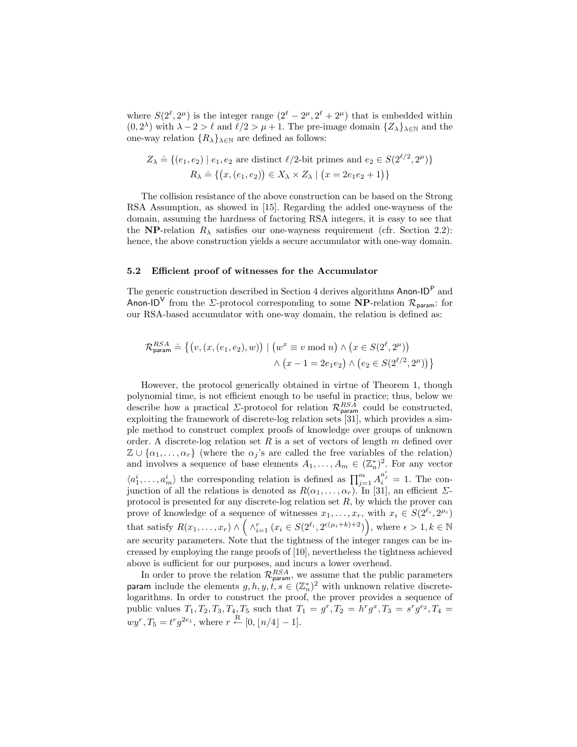where $S(2^\ell, 2^\mu)$ is the integer range $(2^\ell - 2^\mu, 2^\ell + 2^\mu)$ that is embedded within $(0, 2^\lambda)$ with $\lambda - 2 > \ell$ and $\ell/2 > \mu + 1$. The pre-image domain $\{Z_\lambda\}_{\lambda \in \mathbb{N}}$ and the one-way relation $\{R_\lambda\}_{\lambda \in \mathbb{N}}$ are defined as follows:

$$Z_\lambda \doteq \{(e_1, e_2) \mid e_1, e_2 \text{ are distinct } \ell/2\text{-bit primes and } e_2 \in S(2^{\ell/2}, 2^\mu)\}$$
$$R_\lambda \doteq \{\big(x, (e_1, e_2)\big) \in X_\lambda \times Z_\lambda \mid \big(x = 2e_1e_2 + 1\big)\}$$

The collision resistance of the above construction can be based on the Strong RSA Assumption, as showed in [15]. Regarding the added one-wayness of the domain, assuming the hardness of factoring RSA integers, it is easy to see that the **NP**-relation $R_\lambda$ satisfies our one-wayness requirement (cfr. Section 2.2): hence, the above construction yields a secure accumulator with one-way domain.

### 5.2 Efficient proof of witnesses for the Accumulator

The generic construction described in Section 4 derives algorithms $\mathsf{Anon\text{-}ID}^{\mathsf{P}}$ and $\mathsf{Anon\text{-}ID}^{\mathsf{V}}$ from the $\Sigma$-protocol corresponding to some **NP**-relation $\mathcal{R}_{\mathsf{param}}$: for our RSA-based accumulator with one-way domain, the relation is defined as:

$$\mathcal{R}^{RSA}_{\mathsf{param}} \doteq \big\{\big(v, (x, (e_1, e_2), w)\big) \mid \big(w^x \equiv v \bmod n\big) \wedge \big(x \in S(2^\ell, 2^\mu)\big) \wedge \big(x - 1 = 2e_1e_2\big) \wedge \big(e_2 \in S(2^{\ell/2}, 2^\mu)\big)\big\}$$

However, the protocol generically obtained in virtue of Theorem 1, though polynomial time, is not efficient enough to be useful in practice; thus, below we describe how a practical $\Sigma$-protocol for relation $\mathcal{R}^{RSA}_{\mathsf{param}}$ could be constructed, exploiting the framework of discrete-log relation sets [31], which provides a simple method to construct complex proofs of knowledge over groups of unknown order. A discrete-log relation set $R$ is a set of vectors of length $m$ defined over $\mathbb{Z} \cup \{\alpha_1, \ldots, \alpha_r\}$ (where the $\alpha_j$'s are called the free variables of the relation) and involves a sequence of base elements $A_1, \ldots, A_m \in (\mathbb{Z}^*_n)^2$. For any vector $\langle a^i_1, \ldots, a^i_m\rangle$ the corresponding relation is defined as $\prod_{j=1}^m A_i^{a^i_j} = 1$. The conjunction of all the relations is denoted as $R(\alpha_1, \ldots, \alpha_r)$. In [31], an efficient $\Sigma$-protocol is presented for any discrete-log relation set $R$, by which the prover can prove of knowledge of a sequence of witnesses $x_1, \ldots, x_r$, with $x_i \in S(2^{\ell_i}, 2^{\mu_i})$ that satisfy $R(x_1, \ldots, x_r) \wedge \Big(\wedge_{i=1}^r (x_i \in S(2^{\ell_i}, 2^{\epsilon(\mu_i+k)+2})\Big)$, where $\epsilon > 1, k \in \mathbb{N}$ are security parameters. Note that the tightness of the integer ranges can be increased by employing the range proofs of [10], nevertheless the tightness achieved above is sufficient for our purposes, and incurs a lower overhead.

In order to prove the relation $\mathcal{R}^{RSA}_{\mathsf{param}}$, we assume that the public parameters $\mathsf{param}$ include the elements $g, h, y, t, s \in (\mathbb{Z}^*_n)^2$ with unknown relative discrete-logarithms. In order to construct the proof, the prover provides a sequence of public values $T_1, T_2, T_3, T_4, T_5$ such that $T_1 = g^r, T_2 = h^r g^x, T_3 = s^r g^{e_2}, T_4 = wy^r, T_5 = t^r g^{2e_1}$, where $r \xleftarrow{\text{R}} [0, \lfloor n/4 \rfloor - 1]$.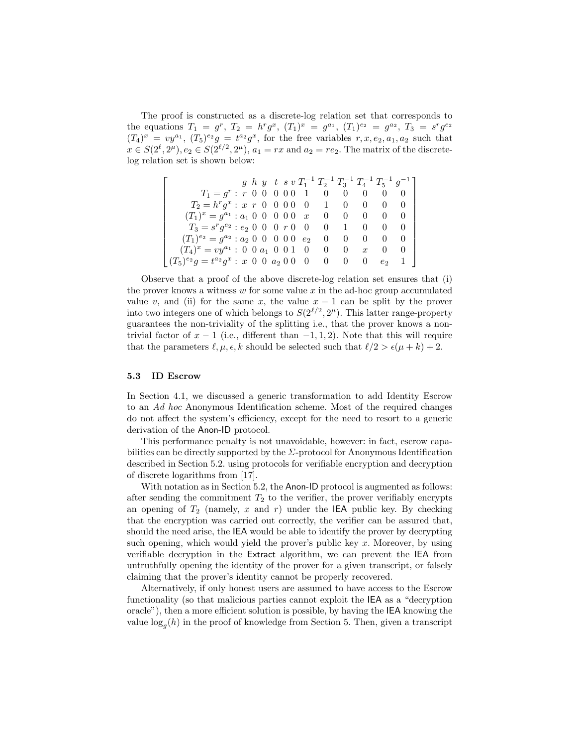The proof is constructed as a discrete-log relation set that corresponds to the equations $T_1 = g^r$, $T_2 = h^r g^x$, $(T_1)^x = g^{a_1}$, $(T_1)^{e_2} = g^{a_2}$, $T_3 = s^r g^{e_2}$ $(T_4)^x = vy^{a_1}$, $(T_5)^{e_2} g = t^{a_2} g^x$, for the free variables $r, x, e_2, a_1, a_2$ such that $x \in S(2^\ell, 2^\mu), e_2 \in S(2^{\ell/2}, 2^\mu)$, $a_1 = rx$ and $a_2 = re_2$. The matrix of the discrete-log relation set is shown below:

$$
\left[\begin{array}{r@{\,:\,}cccccccccccc}
 & g & h & y & t & s & v & T_1^{-1} & T_2^{-1} & T_3^{-1} & T_4^{-1} & T_5^{-1} & g^{-1} \\
T_1 = g^r & r & 0 & 0 & 0 & 0 & 0 & 1 & 0 & 0 & 0 & 0 & 0 \\
T_2 = h^r g^x & x & r & 0 & 0 & 0 & 0 & 0 & 1 & 0 & 0 & 0 & 0 \\
(T_1)^x = g^{a_1} & a_1 & 0 & 0 & 0 & 0 & 0 & x & 0 & 0 & 0 & 0 & 0 \\
T_3 = s^r g^{e_2} & e_2 & 0 & 0 & 0 & r & 0 & 0 & 0 & 1 & 0 & 0 & 0 \\
(T_1)^{e_2} = g^{a_2} & a_2 & 0 & 0 & 0 & 0 & 0 & e_2 & 0 & 0 & 0 & 0 & 0 \\
(T_4)^x = vy^{a_1} & 0 & 0 & a_1 & 0 & 0 & 1 & 0 & 0 & 0 & x & 0 & 0 \\
(T_5)^{e_2} g = t^{a_2} g^x & x & 0 & 0 & a_2 & 0 & 0 & 0 & 0 & 0 & 0 & e_2 & 1
\end{array}\right]
$$

Observe that a proof of the above discrete-log relation set ensures that (i) the prover knows a witness $w$ for some value $x$ in the ad-hoc group accumulated value $v$, and (ii) for the same $x$, the value $x - 1$ can be split by the prover into two integers one of which belongs to $S(2^{\ell/2}, 2^\mu)$. This latter range-property guarantees the non-triviality of the splitting i.e., that the prover knows a non-trivial factor of $x - 1$ (i.e., different than $-1, 1, 2$). Note that this will require that the parameters $\ell, \mu, \epsilon, k$ should be selected such that $\ell/2 > \epsilon(\mu + k) + 2$.

### 5.3 ID Escrow

In Section 4.1, we discussed a generic transformation to add Identity Escrow to an *Ad hoc* Anonymous Identification scheme. Most of the required changes do not affect the system's efficiency, except for the need to resort to a generic derivation of the Anon-ID protocol.

This performance penalty is not unavoidable, however: in fact, escrow capabilities can be directly supported by the $\Sigma$-protocol for Anonymous Identification described in Section 5.2. using protocols for verifiable encryption and decryption of discrete logarithms from [17].

With notation as in Section 5.2, the Anon-ID protocol is augmented as follows: after sending the commitment $T_2$ to the verifier, the prover verifiably encrypts an opening of $T_2$ (namely, $x$ and $r$) under the IEA public key. By checking that the encryption was carried out correctly, the verifier can be assured that, should the need arise, the IEA would be able to identify the prover by decrypting such opening, which would yield the prover's public key $x$. Moreover, by using verifiable decryption in the Extract algorithm, we can prevent the IEA from untruthfully opening the identity of the prover for a given transcript, or falsely claiming that the prover's identity cannot be properly recovered.

Alternatively, if only honest users are assumed to have access to the Escrow functionality (so that malicious parties cannot exploit the IEA as a "decryption oracle"), then a more efficient solution is possible, by having the IEA knowing the value $\log_g(h)$ in the proof of knowledge from Section 5. Then, given a transcript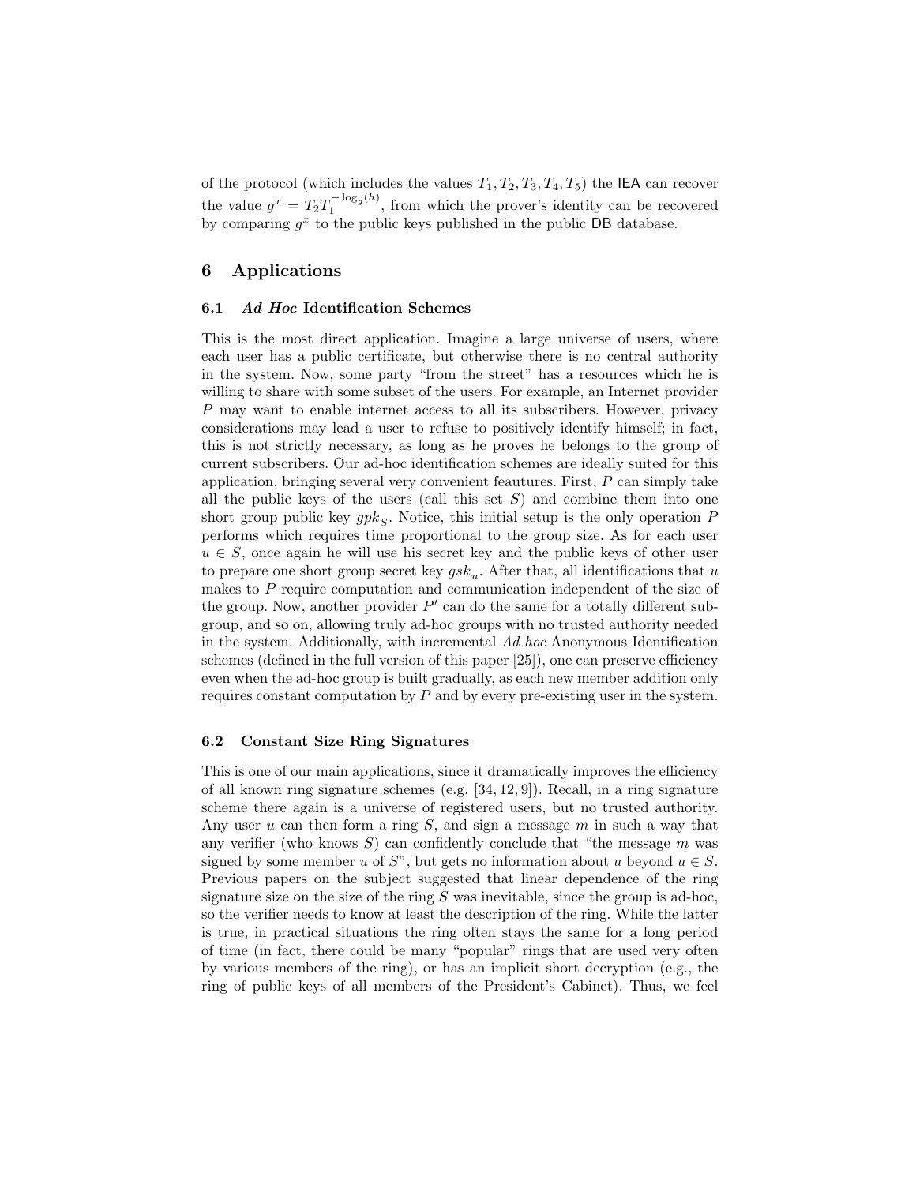of the protocol (which includes the values $T_1, T_2, T_3, T_4, T_5$) the IEA can recover the value $g^x = T_2 T_1^{-\log_g(h)}$, from which the prover's identity can be recovered by comparing $g^x$ to the public keys published in the public DB database.

## 6 Applications

### 6.1 *Ad Hoc* Identification Schemes

This is the most direct application. Imagine a large universe of users, where each user has a public certificate, but otherwise there is no central authority in the system. Now, some party "from the street" has a resources which he is willing to share with some subset of the users. For example, an Internet provider $P$ may want to enable internet access to all its subscribers. However, privacy considerations may lead a user to refuse to positively identify himself; in fact, this is not strictly necessary, as long as he proves he belongs to the group of current subscribers. Our ad-hoc identification schemes are ideally suited for this application, bringing several very convenient feautures. First, $P$ can simply take all the public keys of the users (call this set $S$) and combine them into one short group public key $gpk_S$. Notice, this initial setup is the only operation $P$ performs which requires time proportional to the group size. As for each user $u \in S$, once again he will use his secret key and the public keys of other user to prepare one short group secret key $gsk_u$. After that, all identifications that $u$ makes to $P$ require computation and communication independent of the size of the group. Now, another provider $P'$ can do the same for a totally different subgroup, and so on, allowing truly ad-hoc groups with no trusted authority needed in the system. Additionally, with incremental *Ad hoc* Anonymous Identification schemes (defined in the full version of this paper [25]), one can preserve efficiency even when the ad-hoc group is built gradually, as each new member addition only requires constant computation by $P$ and by every pre-existing user in the system.

### 6.2 Constant Size Ring Signatures

This is one of our main applications, since it dramatically improves the efficiency of all known ring signature schemes (e.g. [34, 12, 9]). Recall, in a ring signature scheme there again is a universe of registered users, but no trusted authority. Any user $u$ can then form a ring $S$, and sign a message $m$ in such a way that any verifier (who knows $S$) can confidently conclude that "the message $m$ was signed by some member $u$ of $S$", but gets no information about $u$ beyond $u \in S$. Previous papers on the subject suggested that linear dependence of the ring signature size on the size of the ring $S$ was inevitable, since the group is ad-hoc, so the verifier needs to know at least the description of the ring. While the latter is true, in practical situations the ring often stays the same for a long period of time (in fact, there could be many "popular" rings that are used very often by various members of the ring), or has an implicit short decryption (e.g., the ring of public keys of all members of the President's Cabinet). Thus, we feel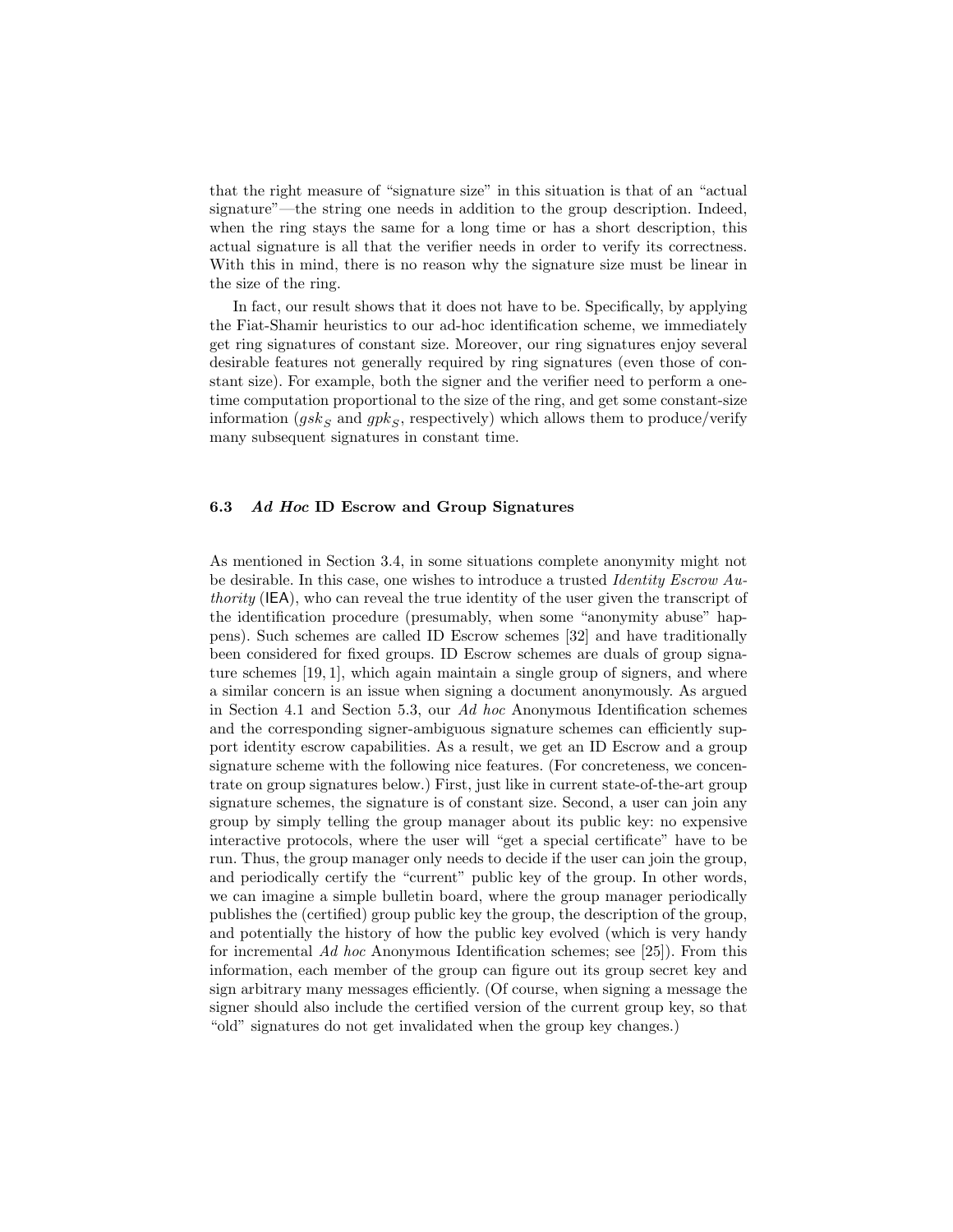that the right measure of "signature size" in this situation is that of an "actual signature"—the string one needs in addition to the group description. Indeed, when the ring stays the same for a long time or has a short description, this actual signature is all that the verifier needs in order to verify its correctness. With this in mind, there is no reason why the signature size must be linear in the size of the ring.

In fact, our result shows that it does not have to be. Specifically, by applying the Fiat-Shamir heuristics to our ad-hoc identification scheme, we immediately get ring signatures of constant size. Moreover, our ring signatures enjoy several desirable features not generally required by ring signatures (even those of constant size). For example, both the signer and the verifier need to perform a one-time computation proportional to the size of the ring, and get some constant-size information ($gsk_S$ and $gpk_S$, respectively) which allows them to produce/verify many subsequent signatures in constant time.

### 6.3 *Ad Hoc* ID Escrow and Group Signatures

As mentioned in Section 3.4, in some situations complete anonymity might not be desirable. In this case, one wishes to introduce a trusted *Identity Escrow Authority* (IEA), who can reveal the true identity of the user given the transcript of the identification procedure (presumably, when some "anonymity abuse" happens). Such schemes are called ID Escrow schemes [32] and have traditionally been considered for fixed groups. ID Escrow schemes are duals of group signature schemes [19, 1], which again maintain a single group of signers, and where a similar concern is an issue when signing a document anonymously. As argued in Section 4.1 and Section 5.3, our *Ad hoc* Anonymous Identification schemes and the corresponding signer-ambiguous signature schemes can efficiently support identity escrow capabilities. As a result, we get an ID Escrow and a group signature scheme with the following nice features. (For concreteness, we concentrate on group signatures below.) First, just like in current state-of-the-art group signature schemes, the signature is of constant size. Second, a user can join any group by simply telling the group manager about its public key: no expensive interactive protocols, where the user will "get a special certificate" have to be run. Thus, the group manager only needs to decide if the user can join the group, and periodically certify the "current" public key of the group. In other words, we can imagine a simple bulletin board, where the group manager periodically publishes the (certified) group public key the group, the description of the group, and potentially the history of how the public key evolved (which is very handy for incremental *Ad hoc* Anonymous Identification schemes; see [25]). From this information, each member of the group can figure out its group secret key and sign arbitrary many messages efficiently. (Of course, when signing a message the signer should also include the certified version of the current group key, so that "old" signatures do not get invalidated when the group key changes.)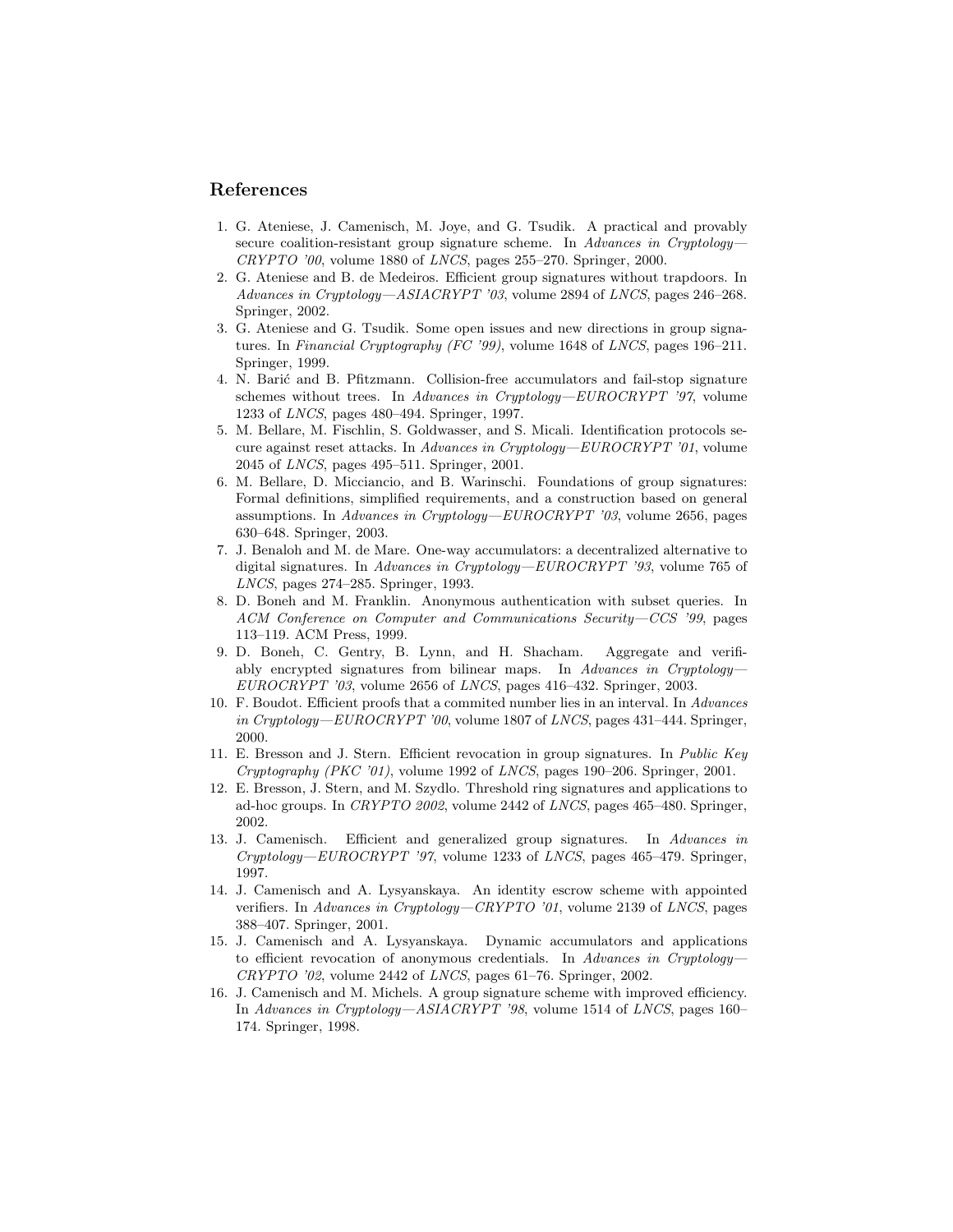## References

1. G. Ateniese, J. Camenisch, M. Joye, and G. Tsudik. A practical and provably secure coalition-resistant group signature scheme. In *Advances in Cryptology—CRYPTO '00*, volume 1880 of *LNCS*, pages 255–270. Springer, 2000.
2. G. Ateniese and B. de Medeiros. Efficient group signatures without trapdoors. In *Advances in Cryptology—ASIACRYPT '03*, volume 2894 of *LNCS*, pages 246–268. Springer, 2002.
3. G. Ateniese and G. Tsudik. Some open issues and new directions in group signatures. In *Financial Cryptography (FC '99)*, volume 1648 of *LNCS*, pages 196–211. Springer, 1999.
4. N. Barić and B. Pfitzmann. Collision-free accumulators and fail-stop signature schemes without trees. In *Advances in Cryptology—EUROCRYPT '97*, volume 1233 of *LNCS*, pages 480–494. Springer, 1997.
5. M. Bellare, M. Fischlin, S. Goldwasser, and S. Micali. Identification protocols secure against reset attacks. In *Advances in Cryptology—EUROCRYPT '01*, volume 2045 of *LNCS*, pages 495–511. Springer, 2001.
6. M. Bellare, D. Micciancio, and B. Warinschi. Foundations of group signatures: Formal definitions, simplified requirements, and a construction based on general assumptions. In *Advances in Cryptology—EUROCRYPT '03*, volume 2656, pages 630–648. Springer, 2003.
7. J. Benaloh and M. de Mare. One-way accumulators: a decentralized alternative to digital signatures. In *Advances in Cryptology—EUROCRYPT '93*, volume 765 of *LNCS*, pages 274–285. Springer, 1993.
8. D. Boneh and M. Franklin. Anonymous authentication with subset queries. In *ACM Conference on Computer and Communications Security—CCS '99*, pages 113–119. ACM Press, 1999.
9. D. Boneh, C. Gentry, B. Lynn, and H. Shacham. Aggregate and verifiably encrypted signatures from bilinear maps. In *Advances in Cryptology—EUROCRYPT '03*, volume 2656 of *LNCS*, pages 416–432. Springer, 2003.
10. F. Boudot. Efficient proofs that a commited number lies in an interval. In *Advances in Cryptology—EUROCRYPT '00*, volume 1807 of *LNCS*, pages 431–444. Springer, 2000.
11. E. Bresson and J. Stern. Efficient revocation in group signatures. In *Public Key Cryptography (PKC '01)*, volume 1992 of *LNCS*, pages 190–206. Springer, 2001.
12. E. Bresson, J. Stern, and M. Szydlo. Threshold ring signatures and applications to ad-hoc groups. In *CRYPTO 2002*, volume 2442 of *LNCS*, pages 465–480. Springer, 2002.
13. J. Camenisch. Efficient and generalized group signatures. In *Advances in Cryptology—EUROCRYPT '97*, volume 1233 of *LNCS*, pages 465–479. Springer, 1997.
14. J. Camenisch and A. Lysyanskaya. An identity escrow scheme with appointed verifiers. In *Advances in Cryptology—CRYPTO '01*, volume 2139 of *LNCS*, pages 388–407. Springer, 2001.
15. J. Camenisch and A. Lysyanskaya. Dynamic accumulators and applications to efficient revocation of anonymous credentials. In *Advances in Cryptology—CRYPTO '02*, volume 2442 of *LNCS*, pages 61–76. Springer, 2002.
16. J. Camenisch and M. Michels. A group signature scheme with improved efficiency. In *Advances in Cryptology—ASIACRYPT '98*, volume 1514 of *LNCS*, pages 160–174. Springer, 1998.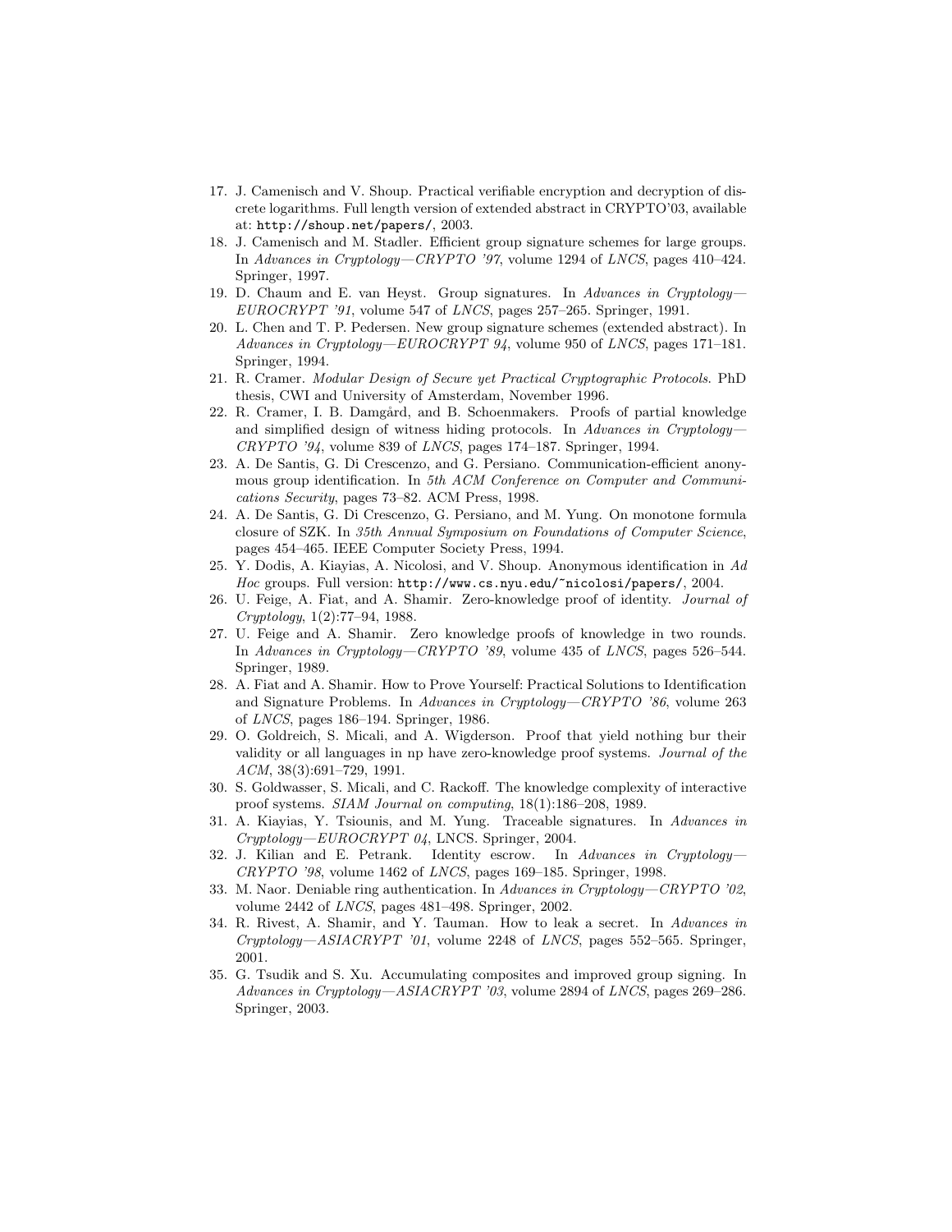17. J. Camenisch and V. Shoup. Practical verifiable encryption and decryption of discrete logarithms. Full length version of extended abstract in CRYPTO'03, available at: `http://shoup.net/papers/`, 2003.
18. J. Camenisch and M. Stadler. Efficient group signature schemes for large groups. In *Advances in Cryptology—CRYPTO '97*, volume 1294 of *LNCS*, pages 410–424. Springer, 1997.
19. D. Chaum and E. van Heyst. Group signatures. In *Advances in Cryptology—EUROCRYPT '91*, volume 547 of *LNCS*, pages 257–265. Springer, 1991.
20. L. Chen and T. P. Pedersen. New group signature schemes (extended abstract). In *Advances in Cryptology—EUROCRYPT 94*, volume 950 of *LNCS*, pages 171–181. Springer, 1994.
21. R. Cramer. *Modular Design of Secure yet Practical Cryptographic Protocols*. PhD thesis, CWI and University of Amsterdam, November 1996.
22. R. Cramer, I. B. Damgård, and B. Schoenmakers. Proofs of partial knowledge and simplified design of witness hiding protocols. In *Advances in Cryptology—CRYPTO '94*, volume 839 of *LNCS*, pages 174–187. Springer, 1994.
23. A. De Santis, G. Di Crescenzo, and G. Persiano. Communication-efficient anonymous group identification. In *5th ACM Conference on Computer and Communications Security*, pages 73–82. ACM Press, 1998.
24. A. De Santis, G. Di Crescenzo, G. Persiano, and M. Yung. On monotone formula closure of SZK. In *35th Annual Symposium on Foundations of Computer Science*, pages 454–465. IEEE Computer Society Press, 1994.
25. Y. Dodis, A. Kiayias, A. Nicolosi, and V. Shoup. Anonymous identification in *Ad Hoc* groups. Full version: `http://www.cs.nyu.edu/~nicolosi/papers/`, 2004.
26. U. Feige, A. Fiat, and A. Shamir. Zero-knowledge proof of identity. *Journal of Cryptology*, 1(2):77–94, 1988.
27. U. Feige and A. Shamir. Zero knowledge proofs of knowledge in two rounds. In *Advances in Cryptology—CRYPTO '89*, volume 435 of *LNCS*, pages 526–544. Springer, 1989.
28. A. Fiat and A. Shamir. How to Prove Yourself: Practical Solutions to Identification and Signature Problems. In *Advances in Cryptology—CRYPTO '86*, volume 263 of *LNCS*, pages 186–194. Springer, 1986.
29. O. Goldreich, S. Micali, and A. Wigderson. Proof that yield nothing bur their validity or all languages in np have zero-knowledge proof systems. *Journal of the ACM*, 38(3):691–729, 1991.
30. S. Goldwasser, S. Micali, and C. Rackoff. The knowledge complexity of interactive proof systems. *SIAM Journal on computing*, 18(1):186–208, 1989.
31. A. Kiayias, Y. Tsiounis, and M. Yung. Traceable signatures. In *Advances in Cryptology—EUROCRYPT 04*, LNCS. Springer, 2004.
32. J. Kilian and E. Petrank. Identity escrow. In *Advances in Cryptology—CRYPTO '98*, volume 1462 of *LNCS*, pages 169–185. Springer, 1998.
33. M. Naor. Deniable ring authentication. In *Advances in Cryptology—CRYPTO '02*, volume 2442 of *LNCS*, pages 481–498. Springer, 2002.
34. R. Rivest, A. Shamir, and Y. Tauman. How to leak a secret. In *Advances in Cryptology—ASIACRYPT '01*, volume 2248 of *LNCS*, pages 552–565. Springer, 2001.
35. G. Tsudik and S. Xu. Accumulating composites and improved group signing. In *Advances in Cryptology—ASIACRYPT '03*, volume 2894 of *LNCS*, pages 269–286. Springer, 2003.